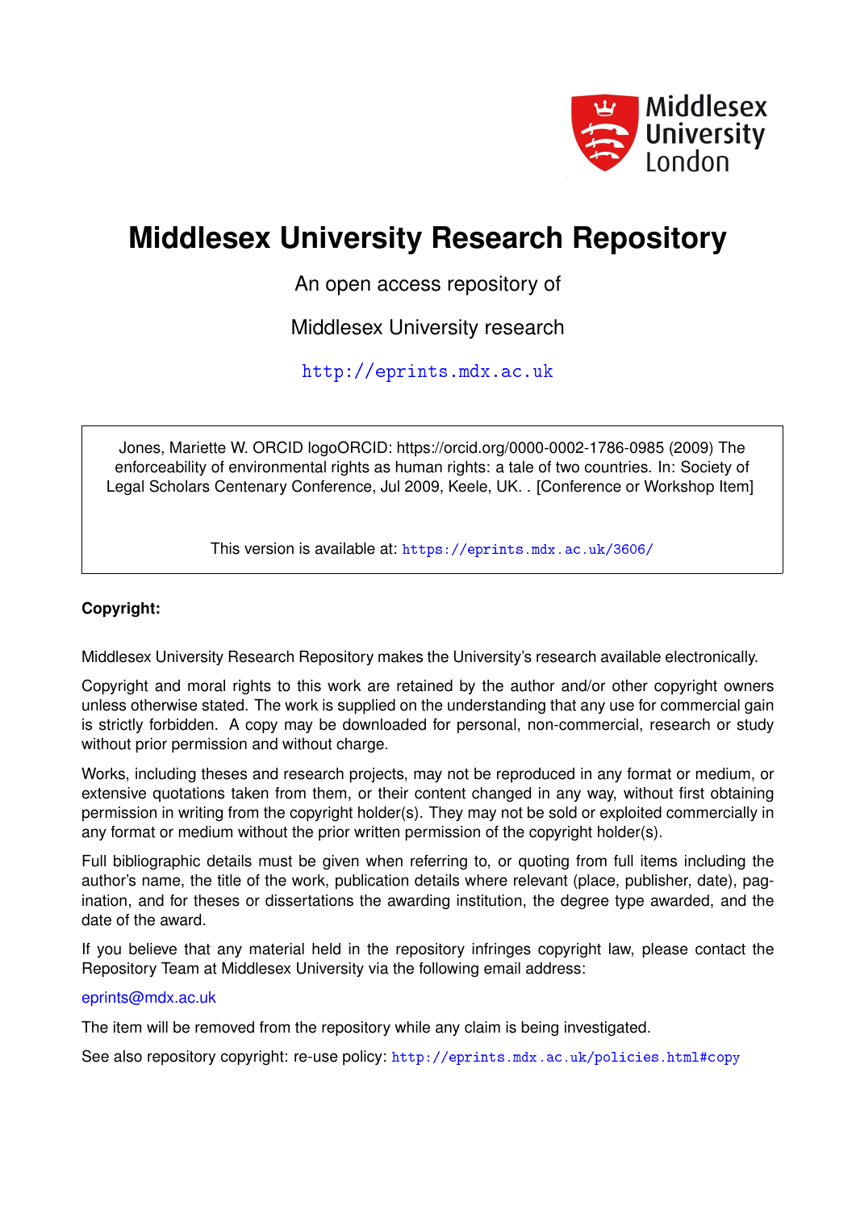Middlesex University London

# Middlesex University Research Repository

An open access repository of

Middlesex University research

http://eprints.mdx.ac.uk

Jones, Mariette W. ORCID logoORCID: https://orcid.org/0000-0002-1786-0985 (2009) The enforceability of environmental rights as human rights: a tale of two countries. In: Society of Legal Scholars Centenary Conference, Jul 2009, Keele, UK. . [Conference or Workshop Item]

This version is available at: https://eprints.mdx.ac.uk/3606/

**Copyright:**

Middlesex University Research Repository makes the University's research available electronically.

Copyright and moral rights to this work are retained by the author and/or other copyright owners unless otherwise stated. The work is supplied on the understanding that any use for commercial gain is strictly forbidden. A copy may be downloaded for personal, non-commercial, research or study without prior permission and without charge.

Works, including theses and research projects, may not be reproduced in any format or medium, or extensive quotations taken from them, or their content changed in any way, without first obtaining permission in writing from the copyright holder(s). They may not be sold or exploited commercially in any format or medium without the prior written permission of the copyright holder(s).

Full bibliographic details must be given when referring to, or quoting from full items including the author's name, the title of the work, publication details where relevant (place, publisher, date), pagination, and for theses or dissertations the awarding institution, the degree type awarded, and the date of the award.

If you believe that any material held in the repository infringes copyright law, please contact the Repository Team at Middlesex University via the following email address:

eprints@mdx.ac.uk

The item will be removed from the repository while any claim is being investigated.

See also repository copyright: re-use policy: http://eprints.mdx.ac.uk/policies.html#copy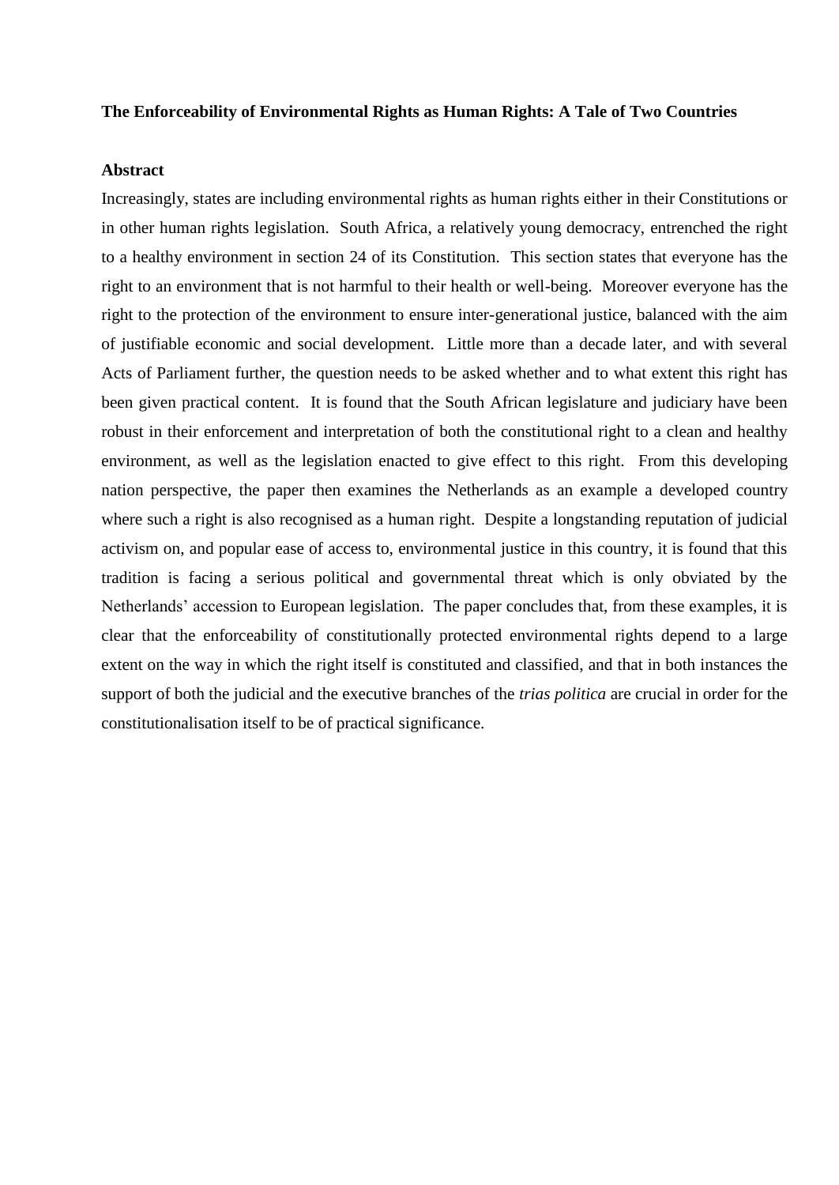**The Enforceability of Environmental Rights as Human Rights: A Tale of Two Countries**

**Abstract**

Increasingly, states are including environmental rights as human rights either in their Constitutions or in other human rights legislation. South Africa, a relatively young democracy, entrenched the right to a healthy environment in section 24 of its Constitution. This section states that everyone has the right to an environment that is not harmful to their health or well-being. Moreover everyone has the right to the protection of the environment to ensure inter-generational justice, balanced with the aim of justifiable economic and social development. Little more than a decade later, and with several Acts of Parliament further, the question needs to be asked whether and to what extent this right has been given practical content. It is found that the South African legislature and judiciary have been robust in their enforcement and interpretation of both the constitutional right to a clean and healthy environment, as well as the legislation enacted to give effect to this right. From this developing nation perspective, the paper then examines the Netherlands as an example a developed country where such a right is also recognised as a human right. Despite a longstanding reputation of judicial activism on, and popular ease of access to, environmental justice in this country, it is found that this tradition is facing a serious political and governmental threat which is only obviated by the Netherlands' accession to European legislation. The paper concludes that, from these examples, it is clear that the enforceability of constitutionally protected environmental rights depend to a large extent on the way in which the right itself is constituted and classified, and that in both instances the support of both the judicial and the executive branches of the *trias politica* are crucial in order for the constitutionalisation itself to be of practical significance.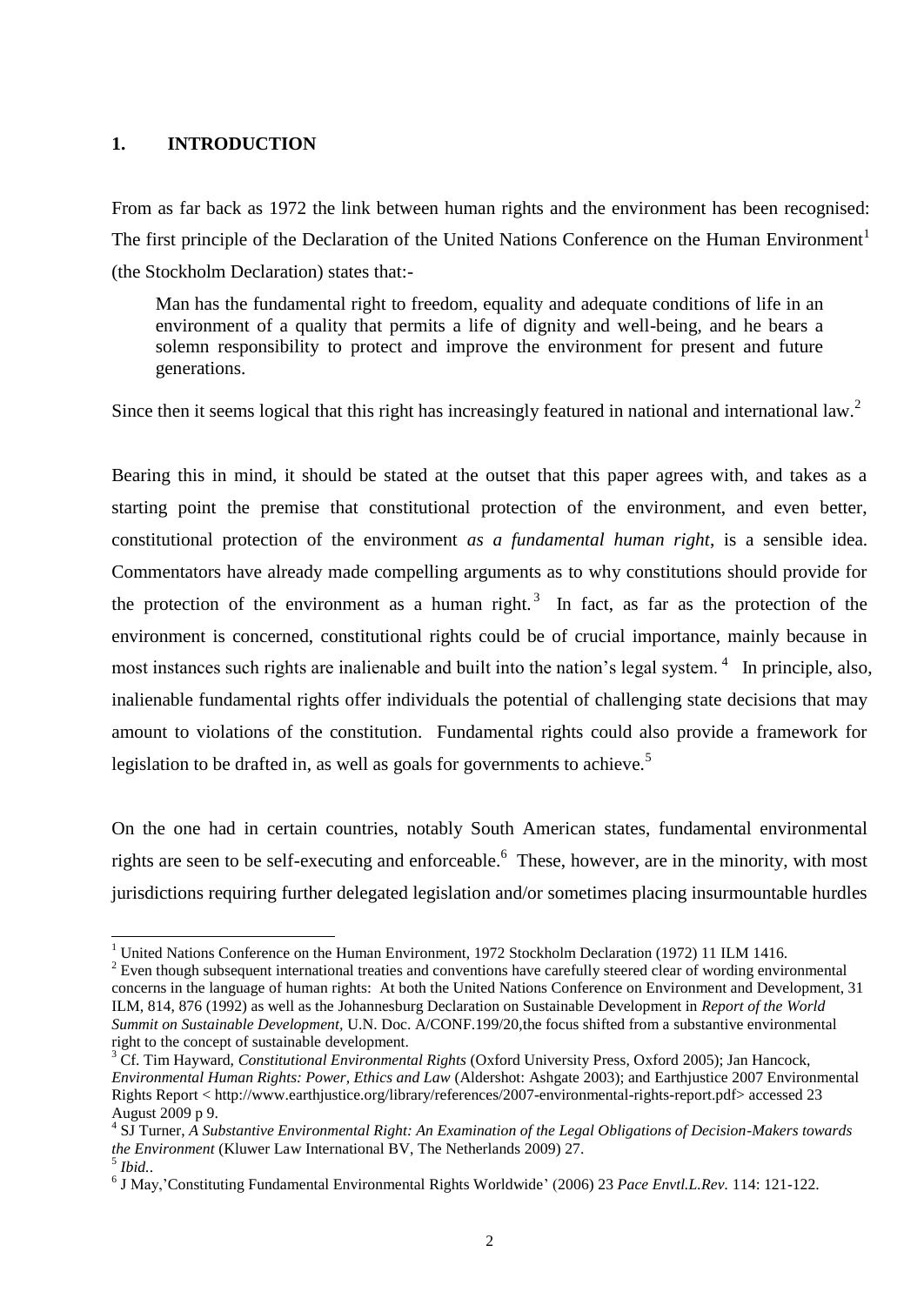## 1. INTRODUCTION

From as far back as 1972 the link between human rights and the environment has been recognised: The first principle of the Declaration of the United Nations Conference on the Human Environment[1] (the Stockholm Declaration) states that:-

> Man has the fundamental right to freedom, equality and adequate conditions of life in an environment of a quality that permits a life of dignity and well-being, and he bears a solemn responsibility to protect and improve the environment for present and future generations.

Since then it seems logical that this right has increasingly featured in national and international law.[2]

Bearing this in mind, it should be stated at the outset that this paper agrees with, and takes as a starting point the premise that constitutional protection of the environment, and even better, constitutional protection of the environment *as a fundamental human right*, is a sensible idea. Commentators have already made compelling arguments as to why constitutions should provide for the protection of the environment as a human right.[3] In fact, as far as the protection of the environment is concerned, constitutional rights could be of crucial importance, mainly because in most instances such rights are inalienable and built into the nation's legal system.[4] In principle, also, inalienable fundamental rights offer individuals the potential of challenging state decisions that may amount to violations of the constitution. Fundamental rights could also provide a framework for legislation to be drafted in, as well as goals for governments to achieve.[5]

On the one had in certain countries, notably South American states, fundamental environmental rights are seen to be self-executing and enforceable.[6] These, however, are in the minority, with most jurisdictions requiring further delegated legislation and/or sometimes placing insurmountable hurdles

---

[1] United Nations Conference on the Human Environment, 1972 Stockholm Declaration (1972) 11 ILM 1416.

[2] Even though subsequent international treaties and conventions have carefully steered clear of wording environmental concerns in the language of human rights: At both the United Nations Conference on Environment and Development, 31 ILM, 814, 876 (1992) as well as the Johannesburg Declaration on Sustainable Development in *Report of the World Summit on Sustainable Development*, U.N. Doc. A/CONF.199/20,the focus shifted from a substantive environmental right to the concept of sustainable development.

[3] Cf. Tim Hayward, *Constitutional Environmental Rights* (Oxford University Press, Oxford 2005); Jan Hancock, *Environmental Human Rights: Power, Ethics and Law* (Aldershot: Ashgate 2003); and Earthjustice 2007 Environmental Rights Report < http://www.earthjustice.org/library/references/2007-environmental-rights-report.pdf> accessed 23 August 2009 p 9.

[4] SJ Turner, *A Substantive Environmental Right: An Examination of the Legal Obligations of Decision-Makers towards the Environment* (Kluwer Law International BV, The Netherlands 2009) 27.

[5] *Ibid.*.

[6] J May,'Constituting Fundamental Environmental Rights Worldwide' (2006) 23 *Pace Envtl.L.Rev.* 114: 121-122.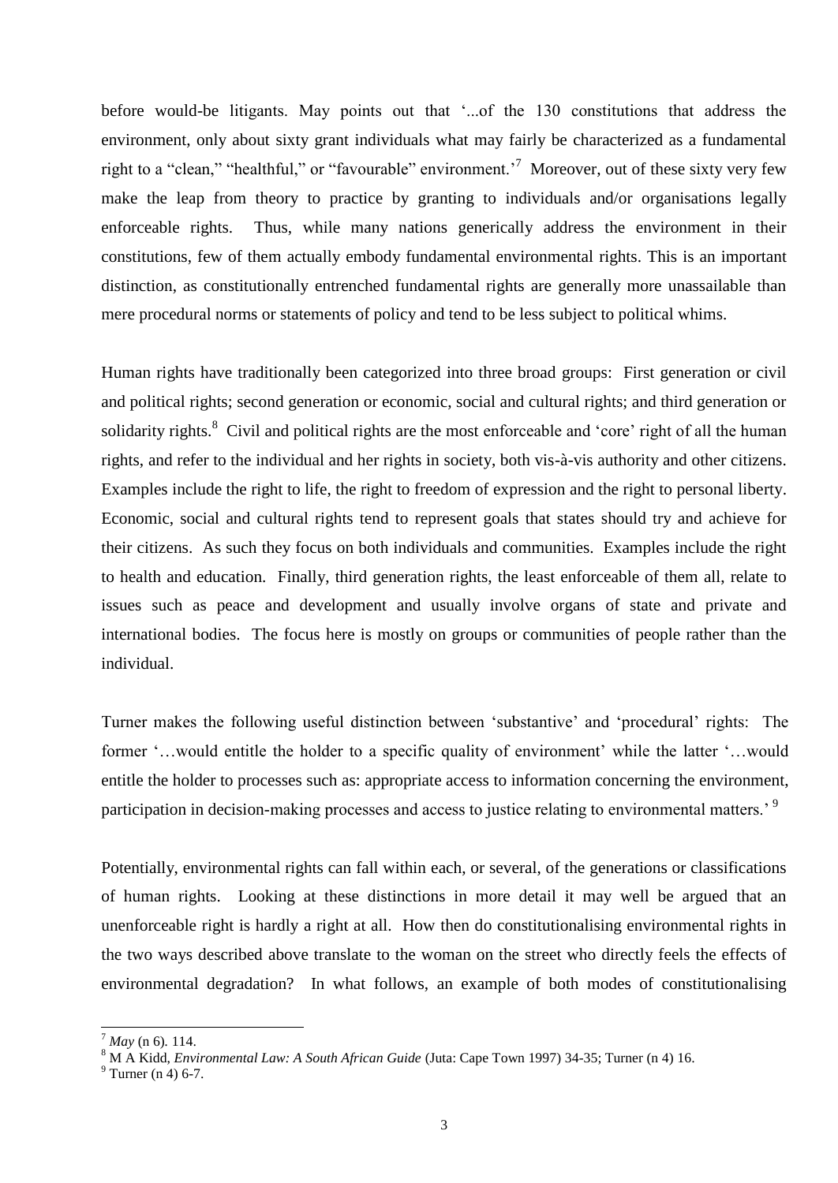before would-be litigants. May points out that '...of the 130 constitutions that address the environment, only about sixty grant individuals what may fairly be characterized as a fundamental right to a "clean," "healthful," or "favourable" environment.'[7] Moreover, out of these sixty very few make the leap from theory to practice by granting to individuals and/or organisations legally enforceable rights. Thus, while many nations generically address the environment in their constitutions, few of them actually embody fundamental environmental rights. This is an important distinction, as constitutionally entrenched fundamental rights are generally more unassailable than mere procedural norms or statements of policy and tend to be less subject to political whims.

Human rights have traditionally been categorized into three broad groups: First generation or civil and political rights; second generation or economic, social and cultural rights; and third generation or solidarity rights.[8] Civil and political rights are the most enforceable and 'core' right of all the human rights, and refer to the individual and her rights in society, both vis-à-vis authority and other citizens. Examples include the right to life, the right to freedom of expression and the right to personal liberty. Economic, social and cultural rights tend to represent goals that states should try and achieve for their citizens. As such they focus on both individuals and communities. Examples include the right to health and education. Finally, third generation rights, the least enforceable of them all, relate to issues such as peace and development and usually involve organs of state and private and international bodies. The focus here is mostly on groups or communities of people rather than the individual.

Turner makes the following useful distinction between 'substantive' and 'procedural' rights: The former '…would entitle the holder to a specific quality of environment' while the latter '…would entitle the holder to processes such as: appropriate access to information concerning the environment, participation in decision-making processes and access to justice relating to environmental matters.'[9]

Potentially, environmental rights can fall within each, or several, of the generations or classifications of human rights. Looking at these distinctions in more detail it may well be argued that an unenforceable right is hardly a right at all. How then do constitutionalising environmental rights in the two ways described above translate to the woman on the street who directly feels the effects of environmental degradation? In what follows, an example of both modes of constitutionalising

---

[7] *May* (n 6). 114.

[8] M A Kidd, *Environmental Law: A South African Guide* (Juta: Cape Town 1997) 34-35; Turner (n 4) 16.

[9] Turner (n 4) 6-7.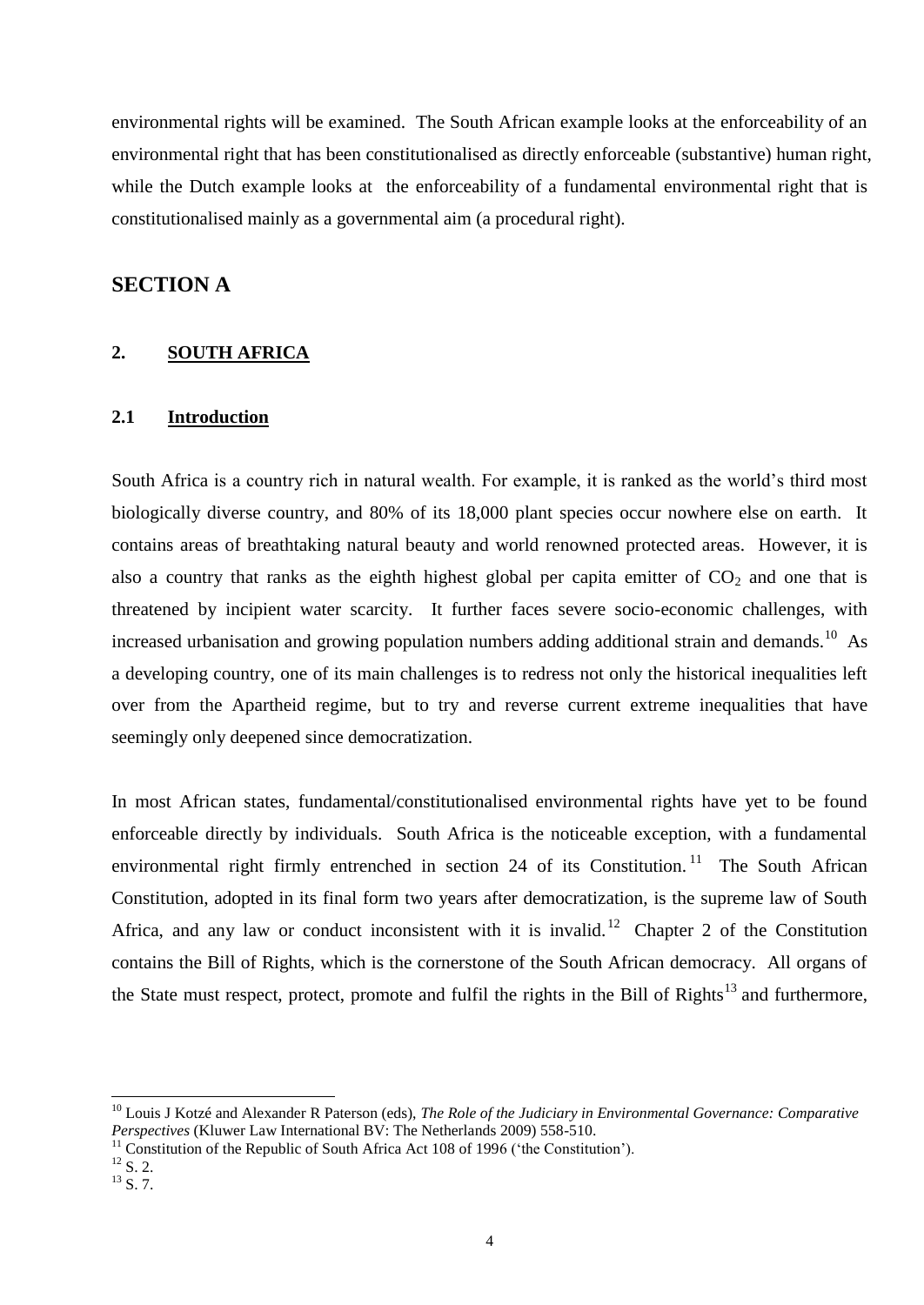environmental rights will be examined. The South African example looks at the enforceability of an environmental right that has been constitutionalised as directly enforceable (substantive) human right, while the Dutch example looks at the enforceability of a fundamental environmental right that is constitutionalised mainly as a governmental aim (a procedural right).

## SECTION A

### 2. SOUTH AFRICA

#### 2.1 Introduction

South Africa is a country rich in natural wealth. For example, it is ranked as the world's third most biologically diverse country, and 80% of its 18,000 plant species occur nowhere else on earth. It contains areas of breathtaking natural beauty and world renowned protected areas. However, it is also a country that ranks as the eighth highest global per capita emitter of $CO_2$ and one that is threatened by incipient water scarcity. It further faces severe socio-economic challenges, with increased urbanisation and growing population numbers adding additional strain and demands.[10] As a developing country, one of its main challenges is to redress not only the historical inequalities left over from the Apartheid regime, but to try and reverse current extreme inequalities that have seemingly only deepened since democratization.

In most African states, fundamental/constitutionalised environmental rights have yet to be found enforceable directly by individuals. South Africa is the noticeable exception, with a fundamental environmental right firmly entrenched in section 24 of its Constitution.[11] The South African Constitution, adopted in its final form two years after democratization, is the supreme law of South Africa, and any law or conduct inconsistent with it is invalid.[12] Chapter 2 of the Constitution contains the Bill of Rights, which is the cornerstone of the South African democracy. All organs of the State must respect, protect, promote and fulfil the rights in the Bill of Rights[13] and furthermore,

---

[10] Louis J Kotzé and Alexander R Paterson (eds), *The Role of the Judiciary in Environmental Governance: Comparative Perspectives* (Kluwer Law International BV: The Netherlands 2009) 558-510.

[11] Constitution of the Republic of South Africa Act 108 of 1996 ('the Constitution').

[12] S. 2.

[13] S. 7.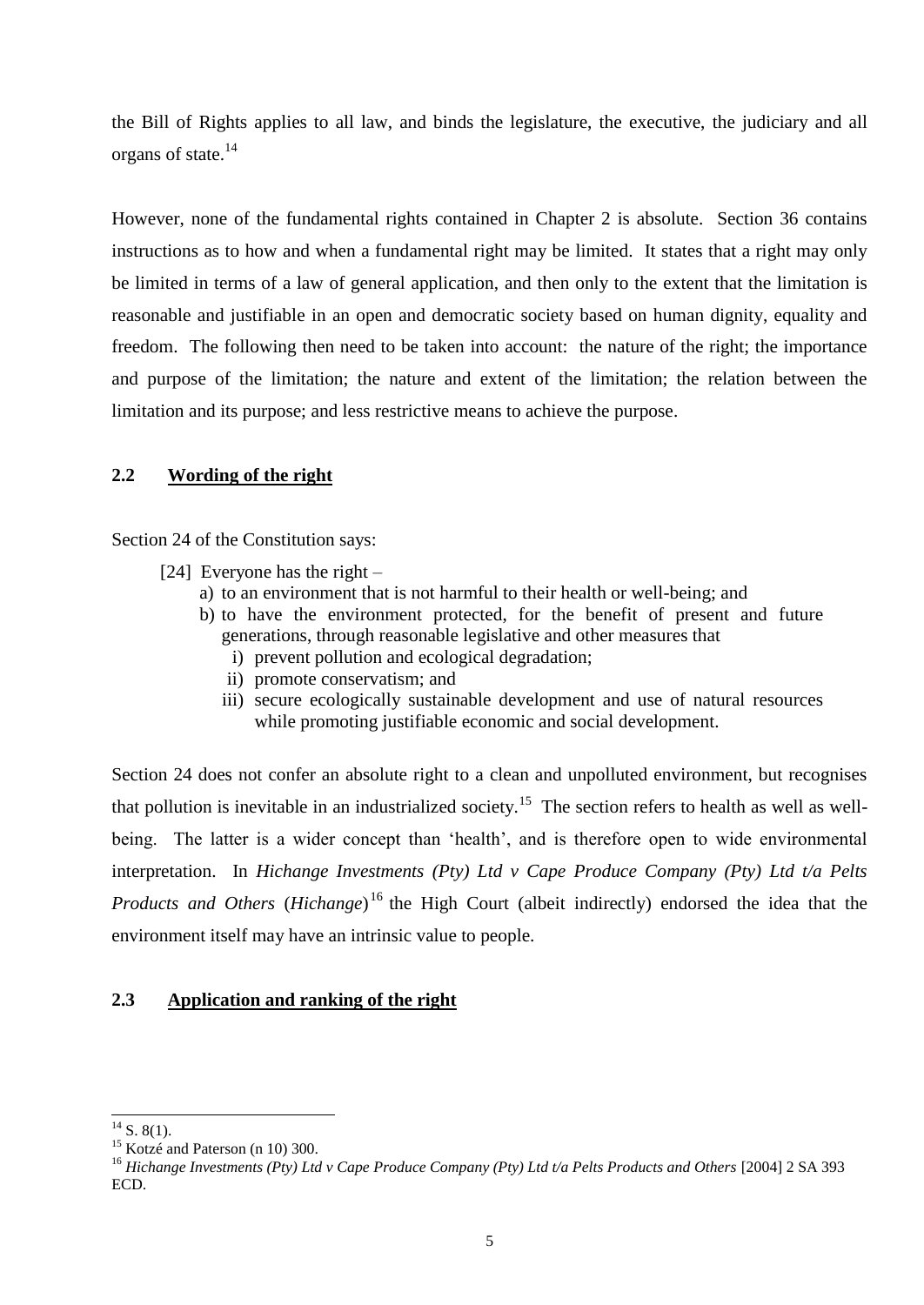the Bill of Rights applies to all law, and binds the legislature, the executive, the judiciary and all organs of state.[14]

However, none of the fundamental rights contained in Chapter 2 is absolute. Section 36 contains instructions as to how and when a fundamental right may be limited. It states that a right may only be limited in terms of a law of general application, and then only to the extent that the limitation is reasonable and justifiable in an open and democratic society based on human dignity, equality and freedom. The following then need to be taken into account: the nature of the right; the importance and purpose of the limitation; the nature and extent of the limitation; the relation between the limitation and its purpose; and less restrictive means to achieve the purpose.

## 2.2 Wording of the right

Section 24 of the Constitution says:

> [24] Everyone has the right –
> a) to an environment that is not harmful to their health or well-being; and
> b) to have the environment protected, for the benefit of present and future generations, through reasonable legislative and other measures that
>    i) prevent pollution and ecological degradation;
>    ii) promote conservatism; and
>    iii) secure ecologically sustainable development and use of natural resources while promoting justifiable economic and social development.

Section 24 does not confer an absolute right to a clean and unpolluted environment, but recognises that pollution is inevitable in an industrialized society.[15] The section refers to health as well as well-being. The latter is a wider concept than 'health', and is therefore open to wide environmental interpretation. In *Hichange Investments (Pty) Ltd v Cape Produce Company (Pty) Ltd t/a Pelts Products and Others* (*Hichange*)[16] the High Court (albeit indirectly) endorsed the idea that the environment itself may have an intrinsic value to people.

## 2.3 Application and ranking of the right

---

[14] S. 8(1).

[15] Kotzé and Paterson (n 10) 300.

[16] *Hichange Investments (Pty) Ltd v Cape Produce Company (Pty) Ltd t/a Pelts Products and Others* [2004] 2 SA 393 ECD.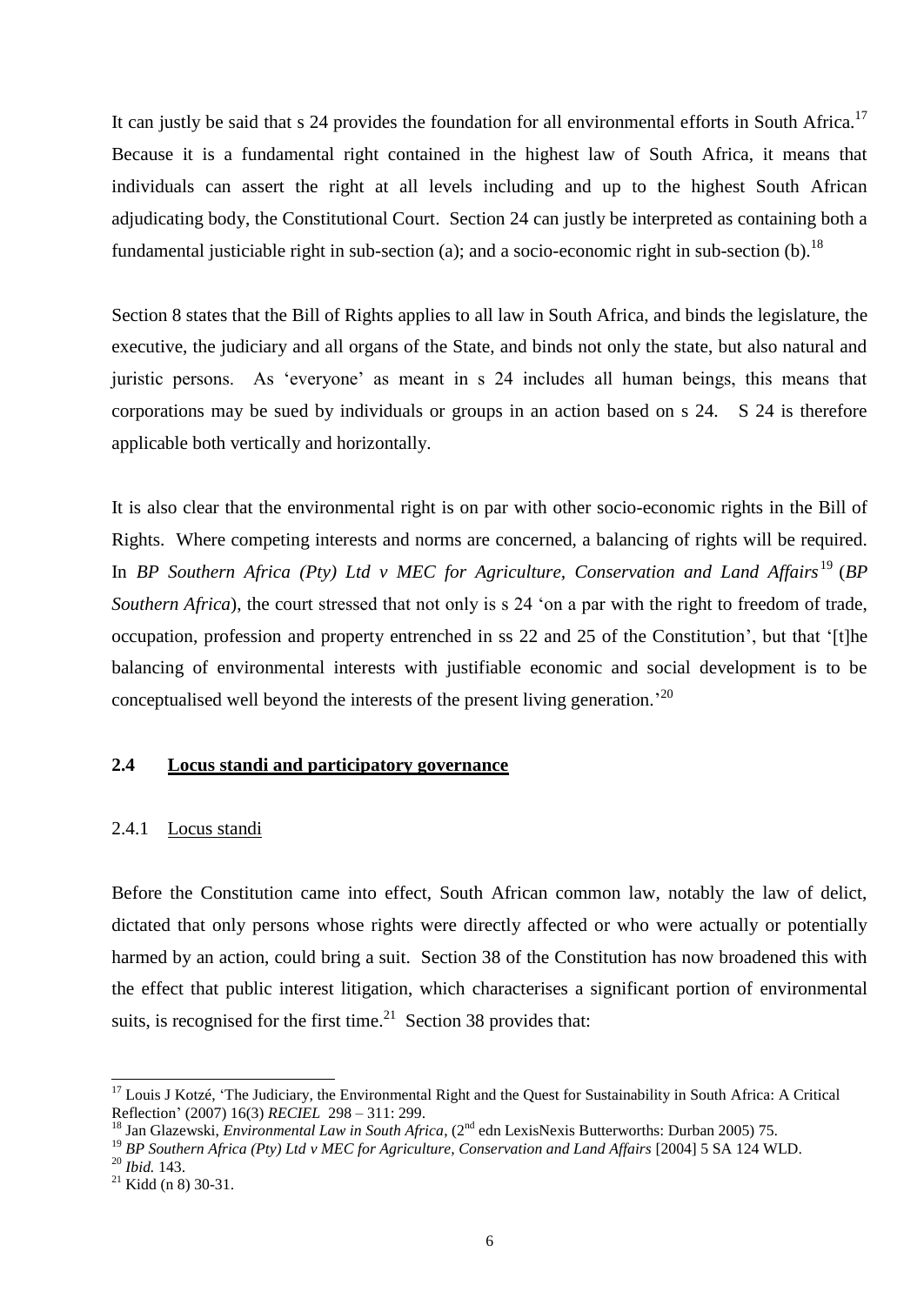It can justly be said that s 24 provides the foundation for all environmental efforts in South Africa.[17] Because it is a fundamental right contained in the highest law of South Africa, it means that individuals can assert the right at all levels including and up to the highest South African adjudicating body, the Constitutional Court. Section 24 can justly be interpreted as containing both a fundamental justiciable right in sub-section (a); and a socio-economic right in sub-section (b).[18]

Section 8 states that the Bill of Rights applies to all law in South Africa, and binds the legislature, the executive, the judiciary and all organs of the State, and binds not only the state, but also natural and juristic persons. As 'everyone' as meant in s 24 includes all human beings, this means that corporations may be sued by individuals or groups in an action based on s 24. S 24 is therefore applicable both vertically and horizontally.

It is also clear that the environmental right is on par with other socio-economic rights in the Bill of Rights. Where competing interests and norms are concerned, a balancing of rights will be required. In *BP Southern Africa (Pty) Ltd v MEC for Agriculture, Conservation and Land Affairs*[19] (*BP Southern Africa*), the court stressed that not only is s 24 'on a par with the right to freedom of trade, occupation, profession and property entrenched in ss 22 and 25 of the Constitution', but that '[t]he balancing of environmental interests with justifiable economic and social development is to be conceptualised well beyond the interests of the present living generation.'[20]

## 2.4 Locus standi and participatory governance

### 2.4.1 Locus standi

Before the Constitution came into effect, South African common law, notably the law of delict, dictated that only persons whose rights were directly affected or who were actually or potentially harmed by an action, could bring a suit. Section 38 of the Constitution has now broadened this with the effect that public interest litigation, which characterises a significant portion of environmental suits, is recognised for the first time.[21] Section 38 provides that:

---

[17] Louis J Kotzé, 'The Judiciary, the Environmental Right and the Quest for Sustainability in South Africa: A Critical Reflection' (2007) 16(3) *RECIEL* 298 – 311: 299.

[18] Jan Glazewski, *Environmental Law in South Africa*, (2nd edn LexisNexis Butterworths: Durban 2005) 75.

[19] *BP Southern Africa (Pty) Ltd v MEC for Agriculture, Conservation and Land Affairs* [2004] 5 SA 124 WLD.

[20] *Ibid.* 143.

[21] Kidd (n 8) 30-31.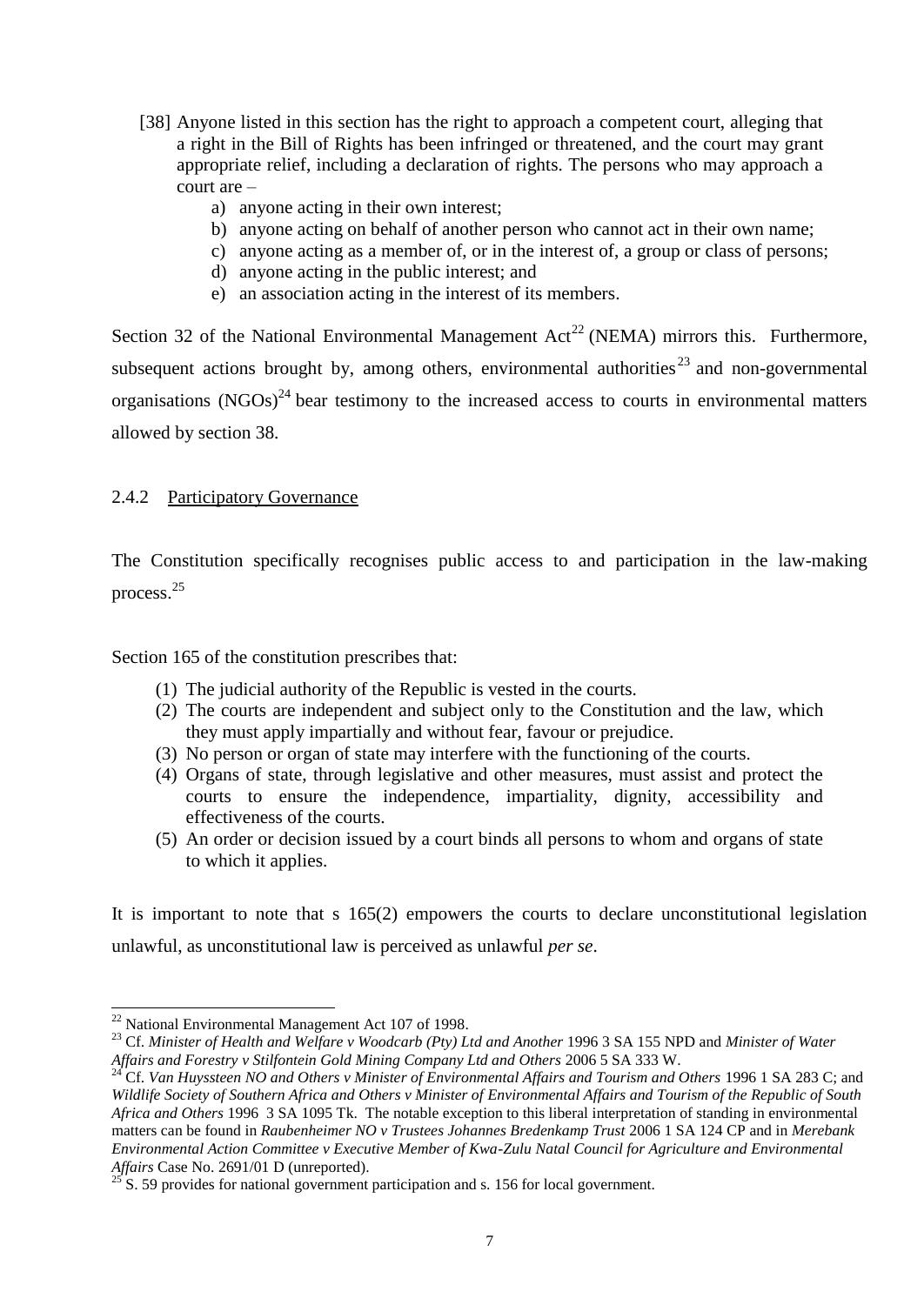> [38] Anyone listed in this section has the right to approach a competent court, alleging that a right in the Bill of Rights has been infringed or threatened, and the court may grant appropriate relief, including a declaration of rights. The persons who may approach a court are –
>
> a) anyone acting in their own interest;
> b) anyone acting on behalf of another person who cannot act in their own name;
> c) anyone acting as a member of, or in the interest of, a group or class of persons;
> d) anyone acting in the public interest; and
> e) an association acting in the interest of its members.

Section 32 of the National Environmental Management Act[22] (NEMA) mirrors this. Furthermore, subsequent actions brought by, among others, environmental authorities[23] and non-governmental organisations (NGOs)[24] bear testimony to the increased access to courts in environmental matters allowed by section 38.

### 2.4.2 Participatory Governance

The Constitution specifically recognises public access to and participation in the law-making process.[25]

Section 165 of the constitution prescribes that:

> (1) The judicial authority of the Republic is vested in the courts.
> (2) The courts are independent and subject only to the Constitution and the law, which they must apply impartially and without fear, favour or prejudice.
> (3) No person or organ of state may interfere with the functioning of the courts.
> (4) Organs of state, through legislative and other measures, must assist and protect the courts to ensure the independence, impartiality, dignity, accessibility and effectiveness of the courts.
> (5) An order or decision issued by a court binds all persons to whom and organs of state to which it applies.

It is important to note that s 165(2) empowers the courts to declare unconstitutional legislation unlawful, as unconstitutional law is perceived as unlawful *per se*.

---

[22] National Environmental Management Act 107 of 1998.

[23] Cf. *Minister of Health and Welfare v Woodcarb (Pty) Ltd and Another* 1996 3 SA 155 NPD and *Minister of Water Affairs and Forestry v Stilfontein Gold Mining Company Ltd and Others* 2006 5 SA 333 W.

[24] Cf. *Van Huyssteen NO and Others v Minister of Environmental Affairs and Tourism and Others* 1996 1 SA 283 C; and *Wildlife Society of Southern Africa and Others v Minister of Environmental Affairs and Tourism of the Republic of South Africa and Others* 1996 3 SA 1095 Tk. The notable exception to this liberal interpretation of standing in environmental matters can be found in *Raubenheimer NO v Trustees Johannes Bredenkamp Trust* 2006 1 SA 124 CP and in *Merebank Environmental Action Committee v Executive Member of Kwa-Zulu Natal Council for Agriculture and Environmental Affairs* Case No. 2691/01 D (unreported).

[25] S. 59 provides for national government participation and s. 156 for local government.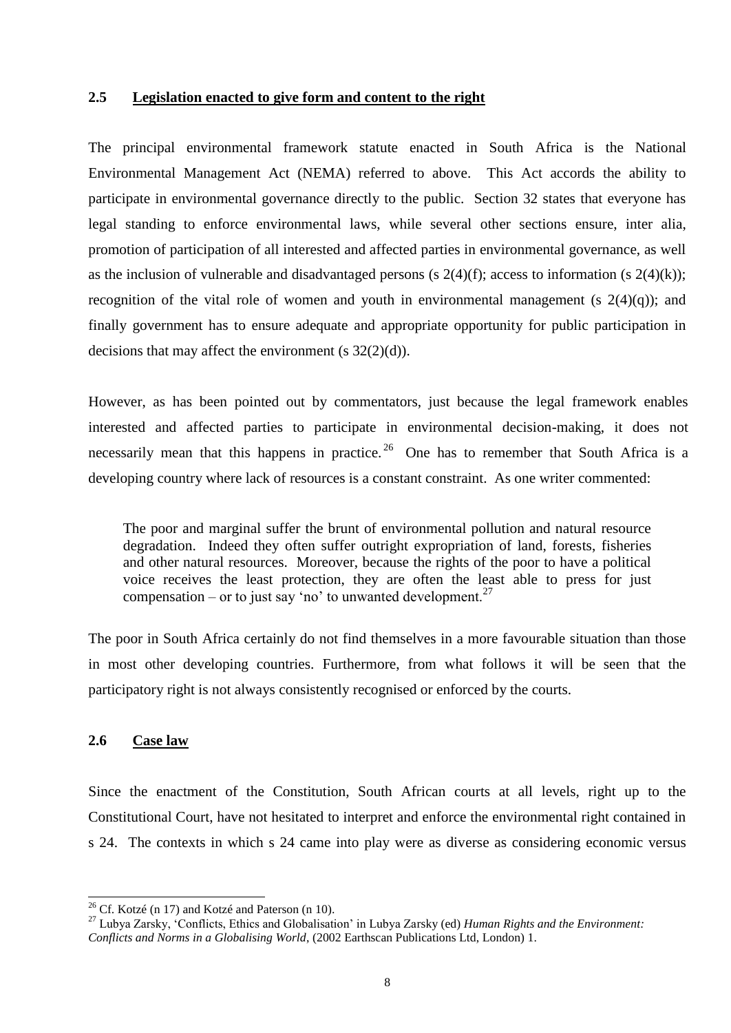## 2.5 Legislation enacted to give form and content to the right

The principal environmental framework statute enacted in South Africa is the National Environmental Management Act (NEMA) referred to above. This Act accords the ability to participate in environmental governance directly to the public. Section 32 states that everyone has legal standing to enforce environmental laws, while several other sections ensure, inter alia, promotion of participation of all interested and affected parties in environmental governance, as well as the inclusion of vulnerable and disadvantaged persons (s 2(4)(f); access to information (s 2(4)(k)); recognition of the vital role of women and youth in environmental management (s 2(4)(q)); and finally government has to ensure adequate and appropriate opportunity for public participation in decisions that may affect the environment (s 32(2)(d)).

However, as has been pointed out by commentators, just because the legal framework enables interested and affected parties to participate in environmental decision-making, it does not necessarily mean that this happens in practice.[26] One has to remember that South Africa is a developing country where lack of resources is a constant constraint. As one writer commented:

> The poor and marginal suffer the brunt of environmental pollution and natural resource degradation. Indeed they often suffer outright expropriation of land, forests, fisheries and other natural resources. Moreover, because the rights of the poor to have a political voice receives the least protection, they are often the least able to press for just compensation – or to just say 'no' to unwanted development.[27]

The poor in South Africa certainly do not find themselves in a more favourable situation than those in most other developing countries. Furthermore, from what follows it will be seen that the participatory right is not always consistently recognised or enforced by the courts.

## 2.6 Case law

Since the enactment of the Constitution, South African courts at all levels, right up to the Constitutional Court, have not hesitated to interpret and enforce the environmental right contained in s 24. The contexts in which s 24 came into play were as diverse as considering economic versus

---

[26] Cf. Kotzé (n 17) and Kotzé and Paterson (n 10).

[27] Lubya Zarsky, 'Conflicts, Ethics and Globalisation' in Lubya Zarsky (ed) *Human Rights and the Environment: Conflicts and Norms in a Globalising World*, (2002 Earthscan Publications Ltd, London) 1.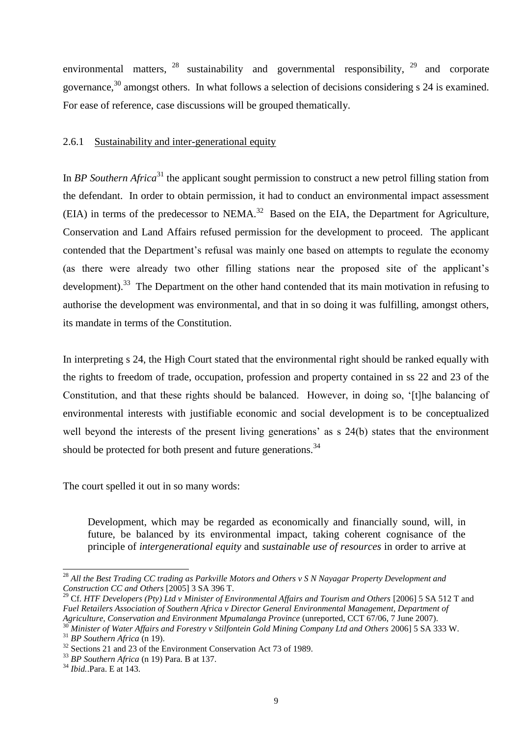environmental matters, [28] sustainability and governmental responsibility, [29] and corporate governance,[30] amongst others. In what follows a selection of decisions considering s 24 is examined. For ease of reference, case discussions will be grouped thematically.

### 2.6.1 Sustainability and inter-generational equity

In *BP Southern Africa*[31] the applicant sought permission to construct a new petrol filling station from the defendant. In order to obtain permission, it had to conduct an environmental impact assessment (EIA) in terms of the predecessor to NEMA.[32] Based on the EIA, the Department for Agriculture, Conservation and Land Affairs refused permission for the development to proceed. The applicant contended that the Department's refusal was mainly one based on attempts to regulate the economy (as there were already two other filling stations near the proposed site of the applicant's development).[33] The Department on the other hand contended that its main motivation in refusing to authorise the development was environmental, and that in so doing it was fulfilling, amongst others, its mandate in terms of the Constitution.

In interpreting s 24, the High Court stated that the environmental right should be ranked equally with the rights to freedom of trade, occupation, profession and property contained in ss 22 and 23 of the Constitution, and that these rights should be balanced. However, in doing so, '[t]he balancing of environmental interests with justifiable economic and social development is to be conceptualized well beyond the interests of the present living generations' as s 24(b) states that the environment should be protected for both present and future generations.[34]

The court spelled it out in so many words:

> Development, which may be regarded as economically and financially sound, will, in future, be balanced by its environmental impact, taking coherent cognisance of the principle of *intergenerational equity* and *sustainable use of resources* in order to arrive at

---

[28] *All the Best Trading CC trading as Parkville Motors and Others v S N Nayagar Property Development and Construction CC and Others* [2005] 3 SA 396 T.

[29] Cf. *HTF Developers (Pty) Ltd v Minister of Environmental Affairs and Tourism and Others* [2006] 5 SA 512 T and *Fuel Retailers Association of Southern Africa v Director General Environmental Management, Department of Agriculture, Conservation and Environment Mpumalanga Province* (unreported, CCT 67/06, 7 June 2007).

[30] *Minister of Water Affairs and Forestry v Stilfontein Gold Mining Company Ltd and Others* 2006] 5 SA 333 W.

[31] *BP Southern Africa* (n 19).

[32] Sections 21 and 23 of the Environment Conservation Act 73 of 1989.

[33] *BP Southern Africa* (n 19) Para. B at 137.

[34] *Ibid.*.Para. E at 143.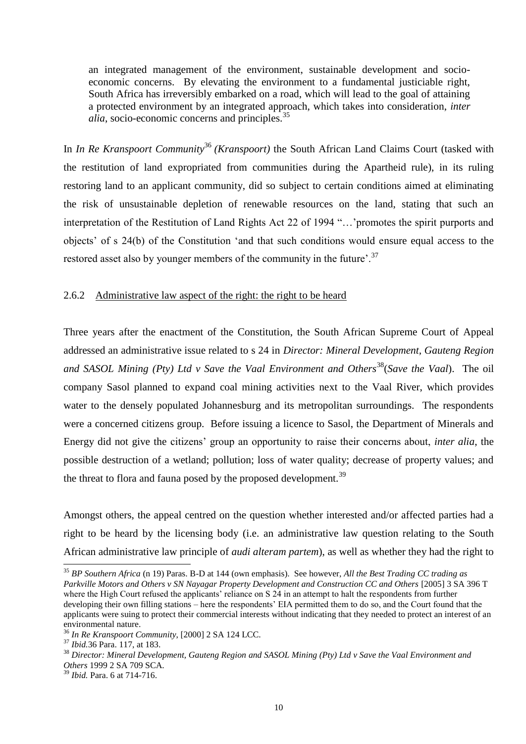> an integrated management of the environment, sustainable development and socio-economic concerns. By elevating the environment to a fundamental justiciable right, South Africa has irreversibly embarked on a road, which will lead to the goal of attaining a protected environment by an integrated approach, which takes into consideration, *inter alia*, socio-economic concerns and principles.[35]

In *In Re Kranspoort Community*[36] *(Kranspoort)* the South African Land Claims Court (tasked with the restitution of land expropriated from communities during the Apartheid rule), in its ruling restoring land to an applicant community, did so subject to certain conditions aimed at eliminating the risk of unsustainable depletion of renewable resources on the land, stating that such an interpretation of the Restitution of Land Rights Act 22 of 1994 "…'promotes the spirit purports and objects' of s 24(b) of the Constitution 'and that such conditions would ensure equal access to the restored asset also by younger members of the community in the future'.[37]

### 2.6.2 Administrative law aspect of the right: the right to be heard

Three years after the enactment of the Constitution, the South African Supreme Court of Appeal addressed an administrative issue related to s 24 in *Director: Mineral Development, Gauteng Region and SASOL Mining (Pty) Ltd v Save the Vaal Environment and Others*[38](*Save the Vaal*). The oil company Sasol planned to expand coal mining activities next to the Vaal River, which provides water to the densely populated Johannesburg and its metropolitan surroundings. The respondents were a concerned citizens group. Before issuing a licence to Sasol, the Department of Minerals and Energy did not give the citizens' group an opportunity to raise their concerns about, *inter alia*, the possible destruction of a wetland; pollution; loss of water quality; decrease of property values; and the threat to flora and fauna posed by the proposed development.[39]

Amongst others, the appeal centred on the question whether interested and/or affected parties had a right to be heard by the licensing body (i.e. an administrative law question relating to the South African administrative law principle of *audi alteram partem*), as well as whether they had the right to

---

[35] *BP Southern Africa* (n 19) Paras. B-D at 144 (own emphasis). See however, *All the Best Trading CC trading as Parkville Motors and Others v SN Nayagar Property Development and Construction CC and Others* [2005] 3 SA 396 T where the High Court refused the applicants' reliance on S 24 in an attempt to halt the respondents from further developing their own filling stations – here the respondents' EIA permitted them to do so, and the Court found that the applicants were suing to protect their commercial interests without indicating that they needed to protect an interest of an environmental nature.

[36] *In Re Kranspoort Community*, [2000] 2 SA 124 LCC.

[37] *Ibid.*36 Para. 117, at 183.

[38] *Director: Mineral Development, Gauteng Region and SASOL Mining (Pty) Ltd v Save the Vaal Environment and Others* 1999 2 SA 709 SCA.

[39] *Ibid.* Para. 6 at 714-716.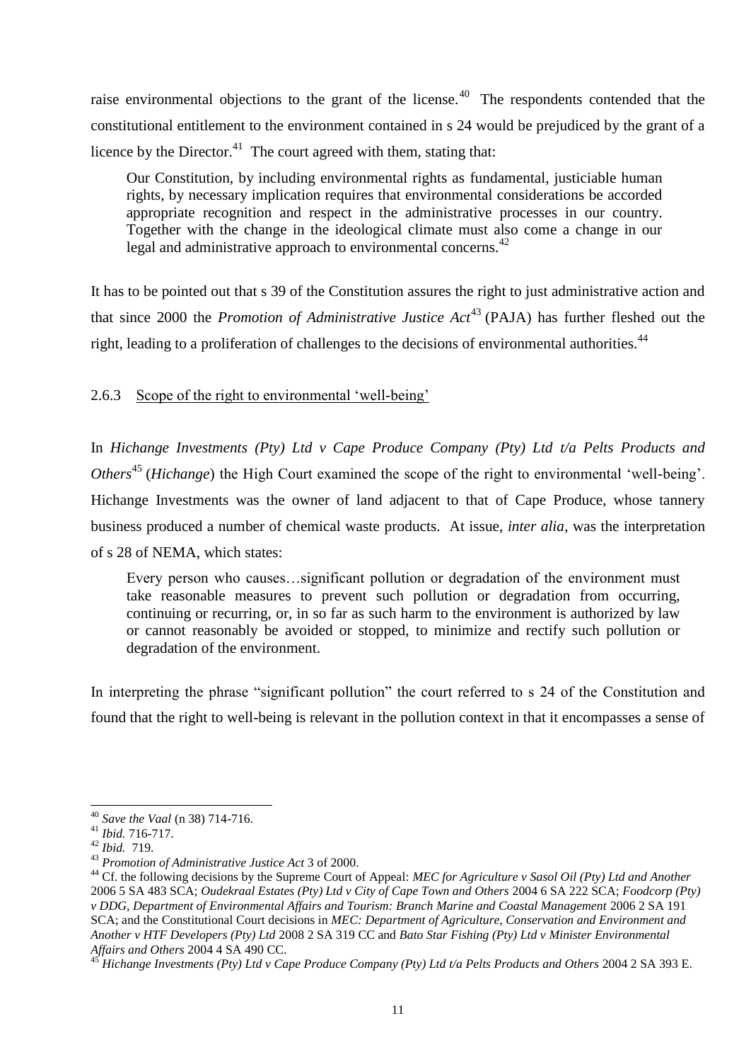raise environmental objections to the grant of the license.[40] The respondents contended that the constitutional entitlement to the environment contained in s 24 would be prejudiced by the grant of a licence by the Director.[41] The court agreed with them, stating that:

> Our Constitution, by including environmental rights as fundamental, justiciable human rights, by necessary implication requires that environmental considerations be accorded appropriate recognition and respect in the administrative processes in our country. Together with the change in the ideological climate must also come a change in our legal and administrative approach to environmental concerns.[42]

It has to be pointed out that s 39 of the Constitution assures the right to just administrative action and that since 2000 the *Promotion of Administrative Justice Act*[43] (PAJA) has further fleshed out the right, leading to a proliferation of challenges to the decisions of environmental authorities.[44]

### 2.6.3 Scope of the right to environmental 'well-being'

In *Hichange Investments (Pty) Ltd v Cape Produce Company (Pty) Ltd t/a Pelts Products and Others*[45] (*Hichange*) the High Court examined the scope of the right to environmental 'well-being'. Hichange Investments was the owner of land adjacent to that of Cape Produce, whose tannery business produced a number of chemical waste products. At issue, *inter alia*, was the interpretation of s 28 of NEMA, which states:

> Every person who causes…significant pollution or degradation of the environment must take reasonable measures to prevent such pollution or degradation from occurring, continuing or recurring, or, in so far as such harm to the environment is authorized by law or cannot reasonably be avoided or stopped, to minimize and rectify such pollution or degradation of the environment.

In interpreting the phrase "significant pollution" the court referred to s 24 of the Constitution and found that the right to well-being is relevant in the pollution context in that it encompasses a sense of

---

[40] *Save the Vaal* (n 38) 714-716.

[41] *Ibid.* 716-717.

[42] *Ibid.* 719.

[43] *Promotion of Administrative Justice Act* 3 of 2000.

[44] Cf. the following decisions by the Supreme Court of Appeal: *MEC for Agriculture v Sasol Oil (Pty) Ltd and Another* 2006 5 SA 483 SCA; *Oudekraal Estates (Pty) Ltd v City of Cape Town and Others* 2004 6 SA 222 SCA; *Foodcorp (Pty) v DDG, Department of Environmental Affairs and Tourism: Branch Marine and Coastal Management* 2006 2 SA 191 SCA; and the Constitutional Court decisions in *MEC: Department of Agriculture, Conservation and Environment and Another v HTF Developers (Pty) Ltd* 2008 2 SA 319 CC and *Bato Star Fishing (Pty) Ltd v Minister Environmental Affairs and Others* 2004 4 SA 490 CC.

[45] *Hichange Investments (Pty) Ltd v Cape Produce Company (Pty) Ltd t/a Pelts Products and Others* 2004 2 SA 393 E.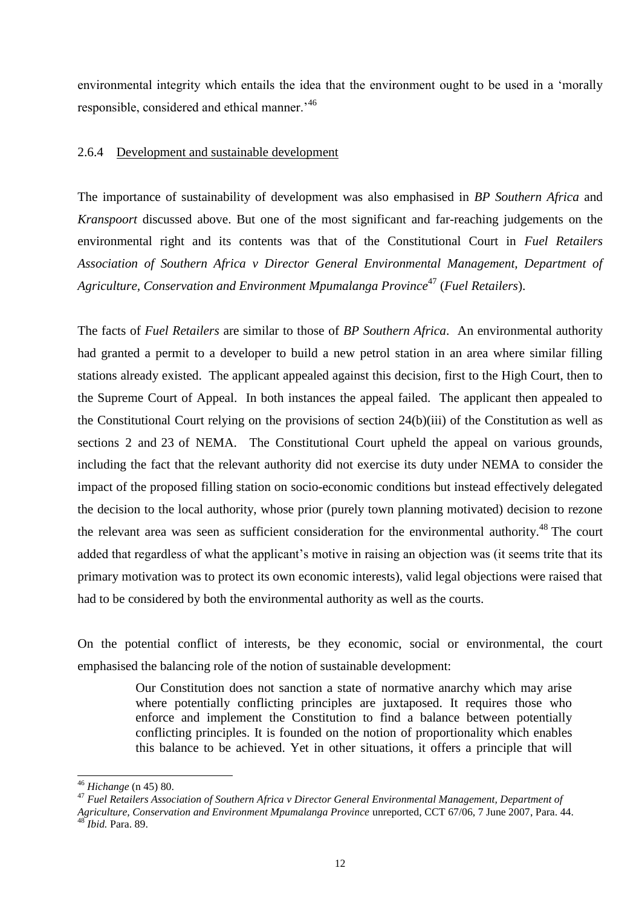environmental integrity which entails the idea that the environment ought to be used in a 'morally responsible, considered and ethical manner.'[46]

### 2.6.4 Development and sustainable development

The importance of sustainability of development was also emphasised in *BP Southern Africa* and *Kranspoort* discussed above. But one of the most significant and far-reaching judgements on the environmental right and its contents was that of the Constitutional Court in *Fuel Retailers Association of Southern Africa v Director General Environmental Management, Department of Agriculture, Conservation and Environment Mpumalanga Province*[47] (*Fuel Retailers*).

The facts of *Fuel Retailers* are similar to those of *BP Southern Africa*. An environmental authority had granted a permit to a developer to build a new petrol station in an area where similar filling stations already existed. The applicant appealed against this decision, first to the High Court, then to the Supreme Court of Appeal. In both instances the appeal failed. The applicant then appealed to the Constitutional Court relying on the provisions of section 24(b)(iii) of the Constitution as well as sections 2 and 23 of NEMA. The Constitutional Court upheld the appeal on various grounds, including the fact that the relevant authority did not exercise its duty under NEMA to consider the impact of the proposed filling station on socio-economic conditions but instead effectively delegated the decision to the local authority, whose prior (purely town planning motivated) decision to rezone the relevant area was seen as sufficient consideration for the environmental authority.[48] The court added that regardless of what the applicant's motive in raising an objection was (it seems trite that its primary motivation was to protect its own economic interests), valid legal objections were raised that had to be considered by both the environmental authority as well as the courts.

On the potential conflict of interests, be they economic, social or environmental, the court emphasised the balancing role of the notion of sustainable development:

> Our Constitution does not sanction a state of normative anarchy which may arise where potentially conflicting principles are juxtaposed. It requires those who enforce and implement the Constitution to find a balance between potentially conflicting principles. It is founded on the notion of proportionality which enables this balance to be achieved. Yet in other situations, it offers a principle that will

---

[46] *Hichange* (n 45) 80.

[47] *Fuel Retailers Association of Southern Africa v Director General Environmental Management, Department of Agriculture, Conservation and Environment Mpumalanga Province* unreported, CCT 67/06, 7 June 2007, Para. 44.

[48] *Ibid.* Para. 89.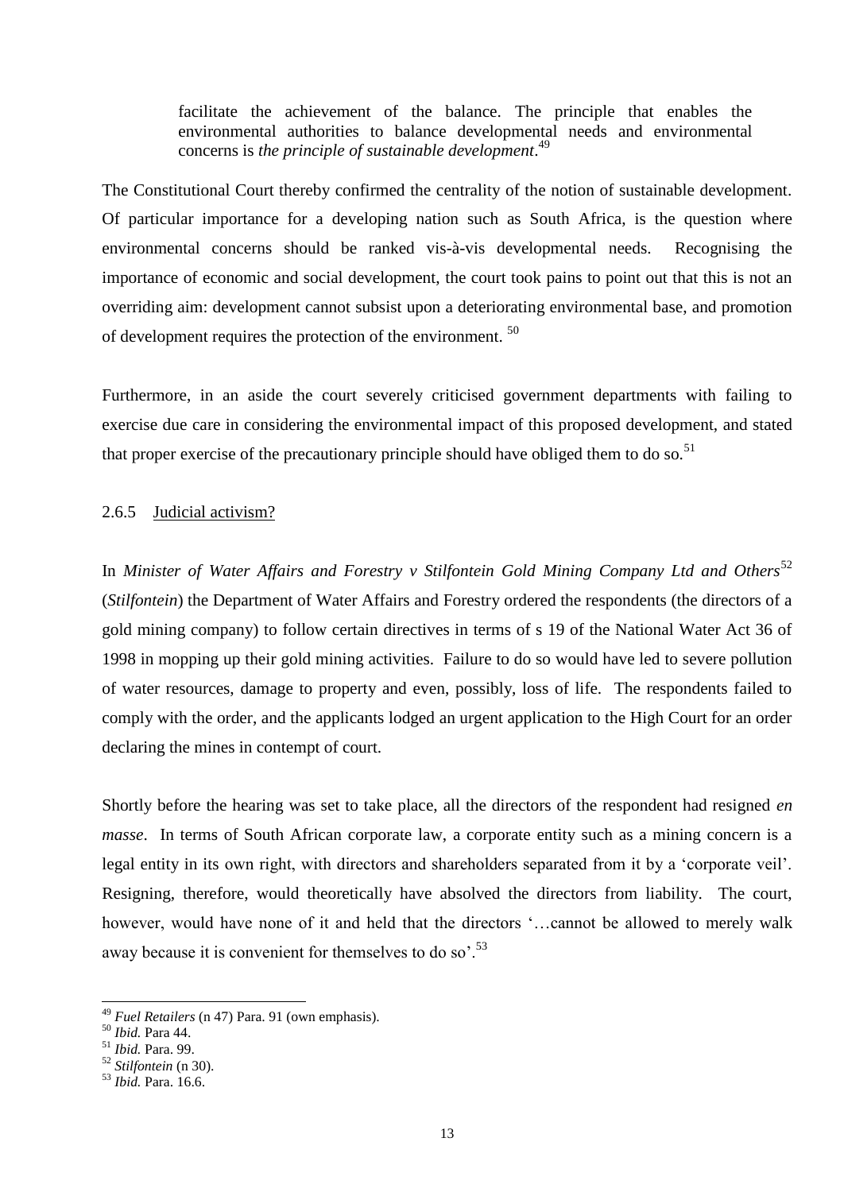> facilitate the achievement of the balance. The principle that enables the environmental authorities to balance developmental needs and environmental concerns is *the principle of sustainable development*.[49]

The Constitutional Court thereby confirmed the centrality of the notion of sustainable development. Of particular importance for a developing nation such as South Africa, is the question where environmental concerns should be ranked vis-à-vis developmental needs. Recognising the importance of economic and social development, the court took pains to point out that this is not an overriding aim: development cannot subsist upon a deteriorating environmental base, and promotion of development requires the protection of the environment. [50]

Furthermore, in an aside the court severely criticised government departments with failing to exercise due care in considering the environmental impact of this proposed development, and stated that proper exercise of the precautionary principle should have obliged them to do so.[51]

### 2.6.5 Judicial activism?

In *Minister of Water Affairs and Forestry v Stilfontein Gold Mining Company Ltd and Others*[52] (*Stilfontein*) the Department of Water Affairs and Forestry ordered the respondents (the directors of a gold mining company) to follow certain directives in terms of s 19 of the National Water Act 36 of 1998 in mopping up their gold mining activities. Failure to do so would have led to severe pollution of water resources, damage to property and even, possibly, loss of life. The respondents failed to comply with the order, and the applicants lodged an urgent application to the High Court for an order declaring the mines in contempt of court.

Shortly before the hearing was set to take place, all the directors of the respondent had resigned *en masse*. In terms of South African corporate law, a corporate entity such as a mining concern is a legal entity in its own right, with directors and shareholders separated from it by a 'corporate veil'. Resigning, therefore, would theoretically have absolved the directors from liability. The court, however, would have none of it and held that the directors '…cannot be allowed to merely walk away because it is convenient for themselves to do so'.[53]

---

[49] *Fuel Retailers* (n 47) Para. 91 (own emphasis).
[50] *Ibid.* Para 44.
[51] *Ibid.* Para. 99.
[52] *Stilfontein* (n 30).
[53] *Ibid.* Para. 16.6.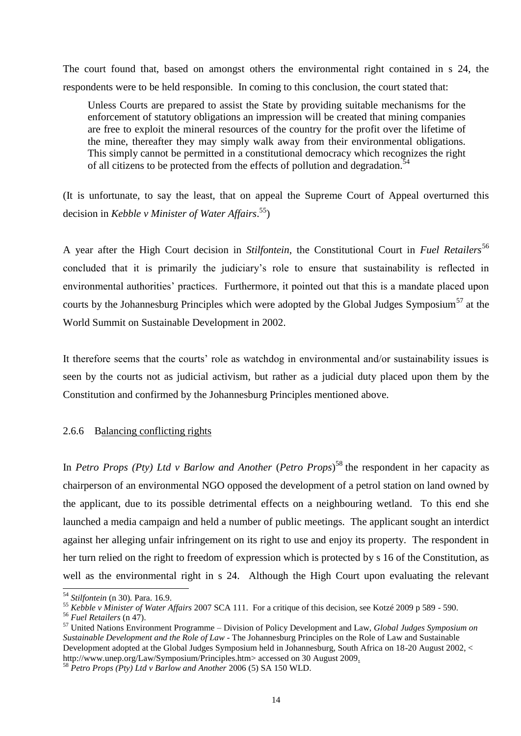The court found that, based on amongst others the environmental right contained in s 24, the respondents were to be held responsible. In coming to this conclusion, the court stated that:

> Unless Courts are prepared to assist the State by providing suitable mechanisms for the enforcement of statutory obligations an impression will be created that mining companies are free to exploit the mineral resources of the country for the profit over the lifetime of the mine, thereafter they may simply walk away from their environmental obligations. This simply cannot be permitted in a constitutional democracy which recognizes the right of all citizens to be protected from the effects of pollution and degradation.[54]

(It is unfortunate, to say the least, that on appeal the Supreme Court of Appeal overturned this decision in *Kebble v Minister of Water Affairs*.[55])

A year after the High Court decision in *Stilfontein*, the Constitutional Court in *Fuel Retailers*[56] concluded that it is primarily the judiciary's role to ensure that sustainability is reflected in environmental authorities' practices. Furthermore, it pointed out that this is a mandate placed upon courts by the Johannesburg Principles which were adopted by the Global Judges Symposium[57] at the World Summit on Sustainable Development in 2002.

It therefore seems that the courts' role as watchdog in environmental and/or sustainability issues is seen by the courts not as judicial activism, but rather as a judicial duty placed upon them by the Constitution and confirmed by the Johannesburg Principles mentioned above.

### 2.6.6 Balancing conflicting rights

In *Petro Props (Pty) Ltd v Barlow and Another* (*Petro Props*)[58] the respondent in her capacity as chairperson of an environmental NGO opposed the development of a petrol station on land owned by the applicant, due to its possible detrimental effects on a neighbouring wetland. To this end she launched a media campaign and held a number of public meetings. The applicant sought an interdict against her alleging unfair infringement on its right to use and enjoy its property. The respondent in her turn relied on the right to freedom of expression which is protected by s 16 of the Constitution, as well as the environmental right in s 24. Although the High Court upon evaluating the relevant

---

[54] *Stilfontein* (n 30). Para. 16.9.

[55] *Kebble v Minister of Water Affairs* 2007 SCA 111. For a critique of this decision, see Kotzé 2009 p 589 - 590.

[56] *Fuel Retailers* (n 47).

[57] United Nations Environment Programme – Division of Policy Development and Law, *Global Judges Symposium on Sustainable Development and the Role of Law* - The Johannesburg Principles on the Role of Law and Sustainable Development adopted at the Global Judges Symposium held in Johannesburg, South Africa on 18-20 August 2002, < http://www.unep.org/Law/Symposium/Principles.htm> accessed on 30 August 2009.

[58] *Petro Props (Pty) Ltd v Barlow and Another* 2006 (5) SA 150 WLD.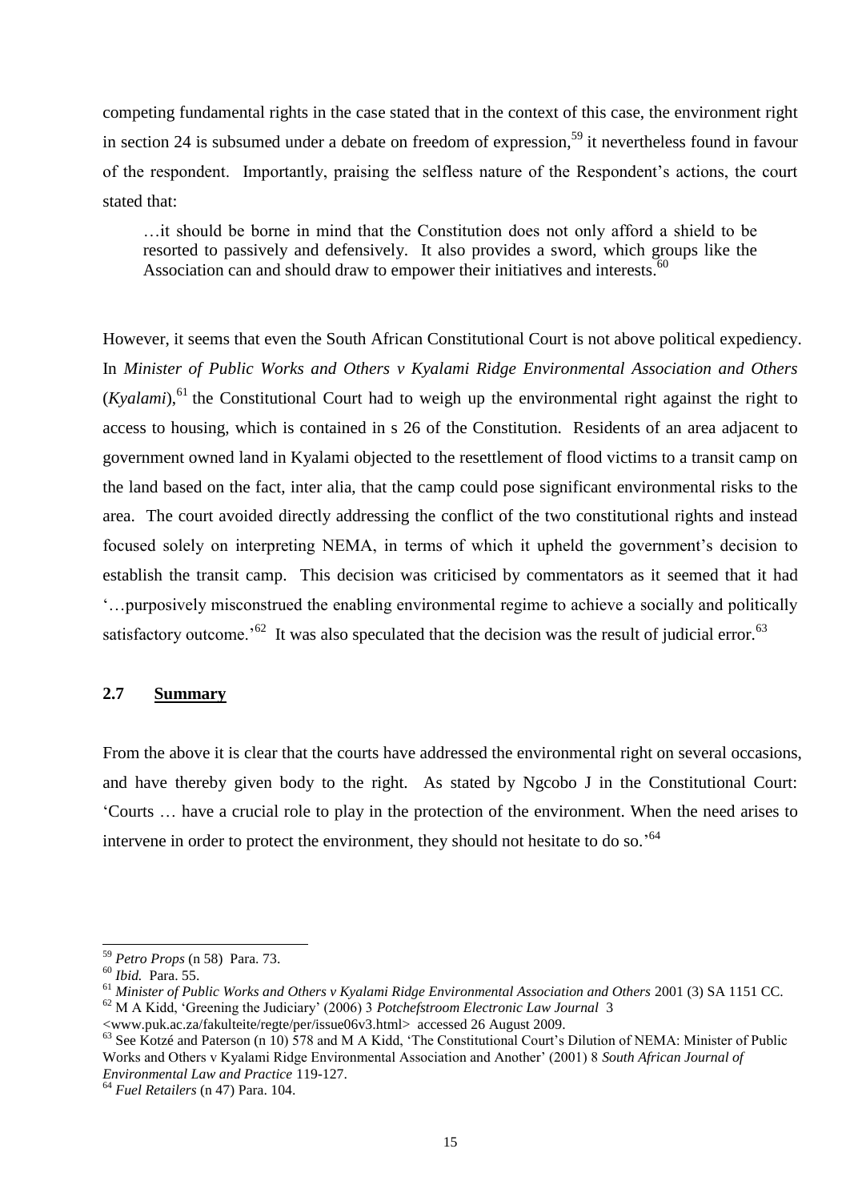competing fundamental rights in the case stated that in the context of this case, the environment right in section 24 is subsumed under a debate on freedom of expression,[59] it nevertheless found in favour of the respondent. Importantly, praising the selfless nature of the Respondent's actions, the court stated that:

> …it should be borne in mind that the Constitution does not only afford a shield to be resorted to passively and defensively. It also provides a sword, which groups like the Association can and should draw to empower their initiatives and interests.[60]

However, it seems that even the South African Constitutional Court is not above political expediency. In *Minister of Public Works and Others v Kyalami Ridge Environmental Association and Others* (*Kyalami*),[61] the Constitutional Court had to weigh up the environmental right against the right to access to housing, which is contained in s 26 of the Constitution. Residents of an area adjacent to government owned land in Kyalami objected to the resettlement of flood victims to a transit camp on the land based on the fact, inter alia, that the camp could pose significant environmental risks to the area. The court avoided directly addressing the conflict of the two constitutional rights and instead focused solely on interpreting NEMA, in terms of which it upheld the government's decision to establish the transit camp. This decision was criticised by commentators as it seemed that it had '…purposively misconstrued the enabling environmental regime to achieve a socially and politically satisfactory outcome.'[62] It was also speculated that the decision was the result of judicial error.[63]

### 2.7 **Summary**

From the above it is clear that the courts have addressed the environmental right on several occasions, and have thereby given body to the right. As stated by Ngcobo J in the Constitutional Court: 'Courts … have a crucial role to play in the protection of the environment. When the need arises to intervene in order to protect the environment, they should not hesitate to do so.'[64]

---

[59] *Petro Props* (n 58) Para. 73.

[60] *Ibid.* Para. 55.

[61] *Minister of Public Works and Others v Kyalami Ridge Environmental Association and Others* 2001 (3) SA 1151 CC.

[62] M A Kidd, 'Greening the Judiciary' (2006) 3 *Potchefstroom Electronic Law Journal* 3 <www.puk.ac.za/fakulteite/regte/per/issue06v3.html> accessed 26 August 2009.

[63] See Kotzé and Paterson (n 10) 578 and M A Kidd, 'The Constitutional Court's Dilution of NEMA: Minister of Public Works and Others v Kyalami Ridge Environmental Association and Another' (2001) 8 *South African Journal of Environmental Law and Practice* 119-127.

[64] *Fuel Retailers* (n 47) Para. 104.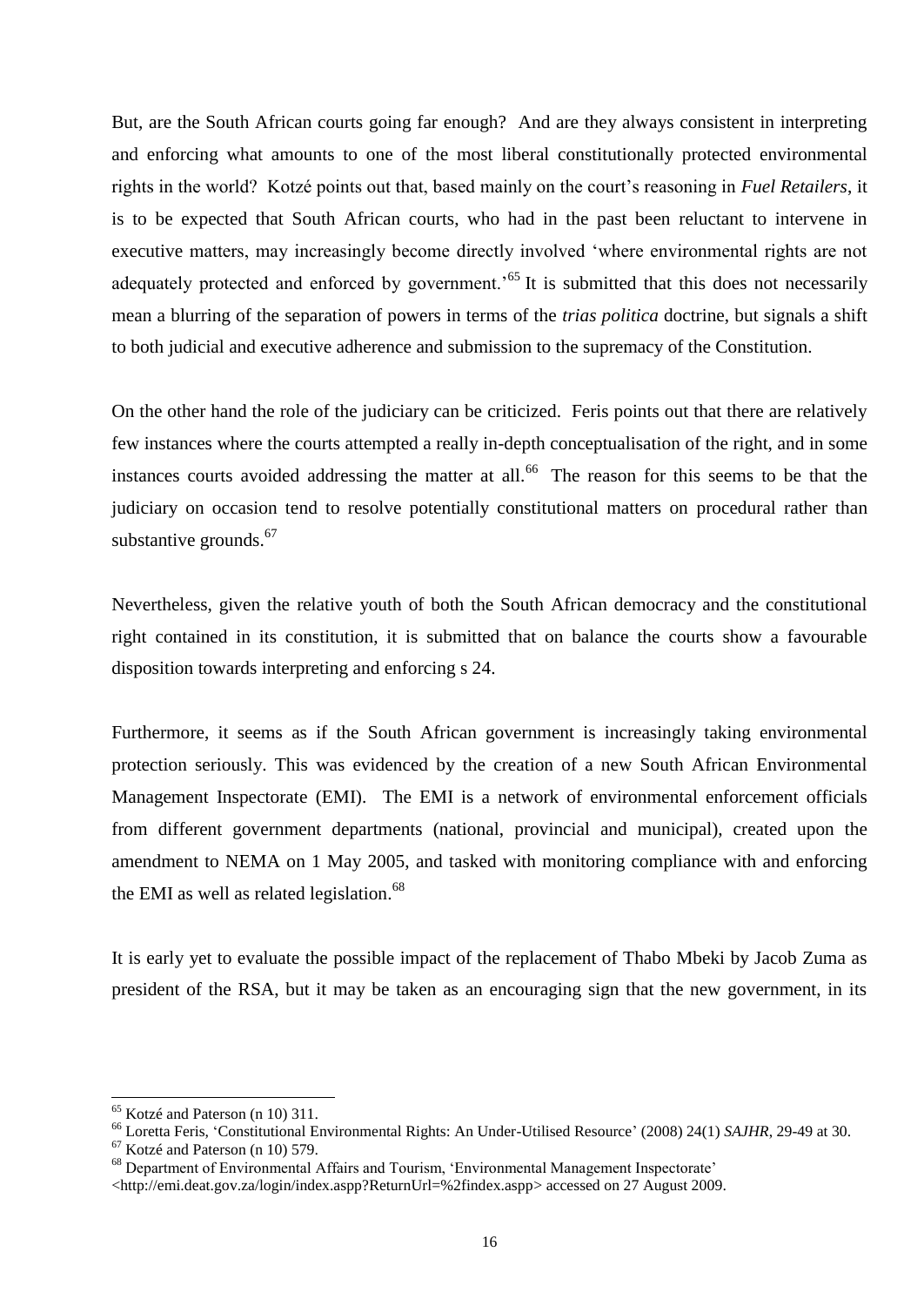But, are the South African courts going far enough? And are they always consistent in interpreting and enforcing what amounts to one of the most liberal constitutionally protected environmental rights in the world? Kotzé points out that, based mainly on the court's reasoning in *Fuel Retailers*, it is to be expected that South African courts, who had in the past been reluctant to intervene in executive matters, may increasingly become directly involved 'where environmental rights are not adequately protected and enforced by government.'[65] It is submitted that this does not necessarily mean a blurring of the separation of powers in terms of the *trias politica* doctrine, but signals a shift to both judicial and executive adherence and submission to the supremacy of the Constitution.

On the other hand the role of the judiciary can be criticized. Feris points out that there are relatively few instances where the courts attempted a really in-depth conceptualisation of the right, and in some instances courts avoided addressing the matter at all.[66] The reason for this seems to be that the judiciary on occasion tend to resolve potentially constitutional matters on procedural rather than substantive grounds.[67]

Nevertheless, given the relative youth of both the South African democracy and the constitutional right contained in its constitution, it is submitted that on balance the courts show a favourable disposition towards interpreting and enforcing s 24.

Furthermore, it seems as if the South African government is increasingly taking environmental protection seriously. This was evidenced by the creation of a new South African Environmental Management Inspectorate (EMI). The EMI is a network of environmental enforcement officials from different government departments (national, provincial and municipal), created upon the amendment to NEMA on 1 May 2005, and tasked with monitoring compliance with and enforcing the EMI as well as related legislation.[68]

It is early yet to evaluate the possible impact of the replacement of Thabo Mbeki by Jacob Zuma as president of the RSA, but it may be taken as an encouraging sign that the new government, in its

---

[65] Kotzé and Paterson (n 10) 311.

[66] Loretta Feris, 'Constitutional Environmental Rights: An Under-Utilised Resource' (2008) 24(1) *SAJHR*, 29-49 at 30.

[67] Kotzé and Paterson (n 10) 579.

[68] Department of Environmental Affairs and Tourism, 'Environmental Management Inspectorate' <http://emi.deat.gov.za/login/index.aspp?ReturnUrl=%2findex.aspp> accessed on 27 August 2009.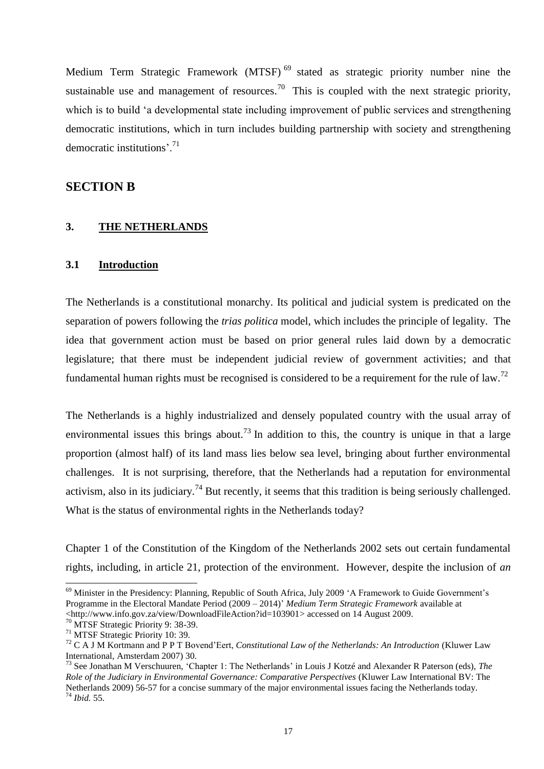Medium Term Strategic Framework (MTSF)[69] stated as strategic priority number nine the sustainable use and management of resources.[70] This is coupled with the next strategic priority, which is to build 'a developmental state including improvement of public services and strengthening democratic institutions, which in turn includes building partnership with society and strengthening democratic institutions'.[71]

## SECTION B

### 3. THE NETHERLANDS

#### 3.1 Introduction

The Netherlands is a constitutional monarchy. Its political and judicial system is predicated on the separation of powers following the *trias politica* model, which includes the principle of legality. The idea that government action must be based on prior general rules laid down by a democratic legislature; that there must be independent judicial review of government activities; and that fundamental human rights must be recognised is considered to be a requirement for the rule of law.[72]

The Netherlands is a highly industrialized and densely populated country with the usual array of environmental issues this brings about.[73] In addition to this, the country is unique in that a large proportion (almost half) of its land mass lies below sea level, bringing about further environmental challenges. It is not surprising, therefore, that the Netherlands had a reputation for environmental activism, also in its judiciary.[74] But recently, it seems that this tradition is being seriously challenged. What is the status of environmental rights in the Netherlands today?

Chapter 1 of the Constitution of the Kingdom of the Netherlands 2002 sets out certain fundamental rights, including, in article 21, protection of the environment. However, despite the inclusion of *an*

[69] Minister in the Presidency: Planning, Republic of South Africa, July 2009 'A Framework to Guide Government's Programme in the Electoral Mandate Period (2009 – 2014)' *Medium Term Strategic Framework* available at <http://www.info.gov.za/view/DownloadFileAction?id=103901> accessed on 14 August 2009.

[70] MTSF Strategic Priority 9: 38-39.

[71] MTSF Strategic Priority 10: 39.

[72] C A J M Kortmann and P P T Bovend'Eert, *Constitutional Law of the Netherlands: An Introduction* (Kluwer Law International, Amsterdam 2007) 30.

[73] See Jonathan M Verschuuren, 'Chapter 1: The Netherlands' in Louis J Kotzé and Alexander R Paterson (eds), *The Role of the Judiciary in Environmental Governance: Comparative Perspectives* (Kluwer Law International BV: The Netherlands 2009) 56-57 for a concise summary of the major environmental issues facing the Netherlands today.

[74] *Ibid.* 55.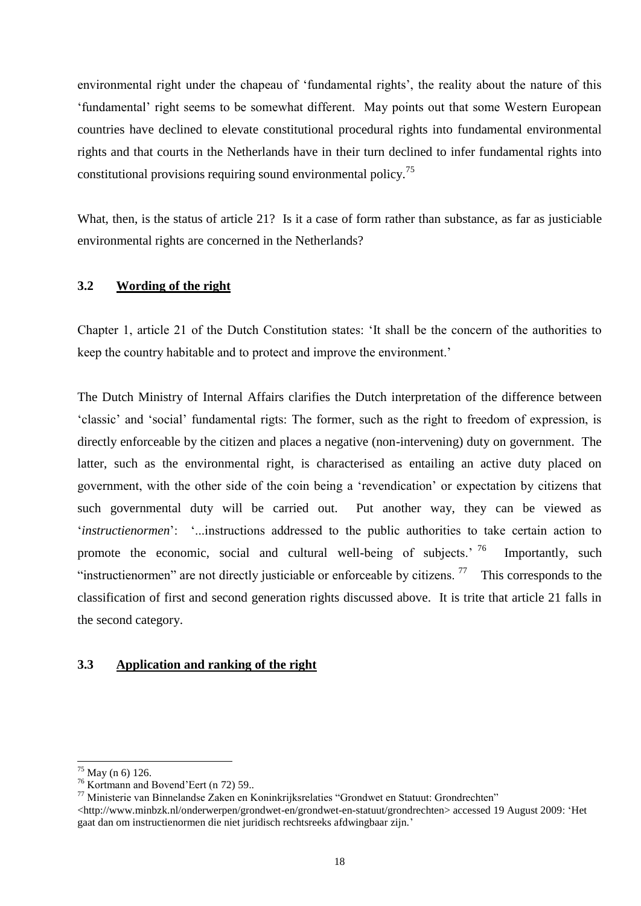environmental right under the chapeau of 'fundamental rights', the reality about the nature of this 'fundamental' right seems to be somewhat different. May points out that some Western European countries have declined to elevate constitutional procedural rights into fundamental environmental rights and that courts in the Netherlands have in their turn declined to infer fundamental rights into constitutional provisions requiring sound environmental policy.[75]

What, then, is the status of article 21? Is it a case of form rather than substance, as far as justiciable environmental rights are concerned in the Netherlands?

### 3.2 Wording of the right

Chapter 1, article 21 of the Dutch Constitution states: 'It shall be the concern of the authorities to keep the country habitable and to protect and improve the environment.'

The Dutch Ministry of Internal Affairs clarifies the Dutch interpretation of the difference between 'classic' and 'social' fundamental rigts: The former, such as the right to freedom of expression, is directly enforceable by the citizen and places a negative (non-intervening) duty on government. The latter, such as the environmental right, is characterised as entailing an active duty placed on government, with the other side of the coin being a 'revendication' or expectation by citizens that such governmental duty will be carried out. Put another way, they can be viewed as '*instructienormen*': '...instructions addressed to the public authorities to take certain action to promote the economic, social and cultural well-being of subjects.'[76] Importantly, such "instructienormen" are not directly justiciable or enforceable by citizens.[77] This corresponds to the classification of first and second generation rights discussed above. It is trite that article 21 falls in the second category.

### 3.3 Application and ranking of the right

---

[75] May (n 6) 126.

[76] Kortmann and Bovend'Eert (n 72) 59..

[77] Ministerie van Binnelandse Zaken en Koninkrijksrelaties "Grondwet en Statuut: Grondrechten" <http://www.minbzk.nl/onderwerpen/grondwet-en/grondwet-en-statuut/grondrechten> accessed 19 August 2009: 'Het gaat dan om instructienormen die niet juridisch rechtsreeks afdwingbaar zijn.'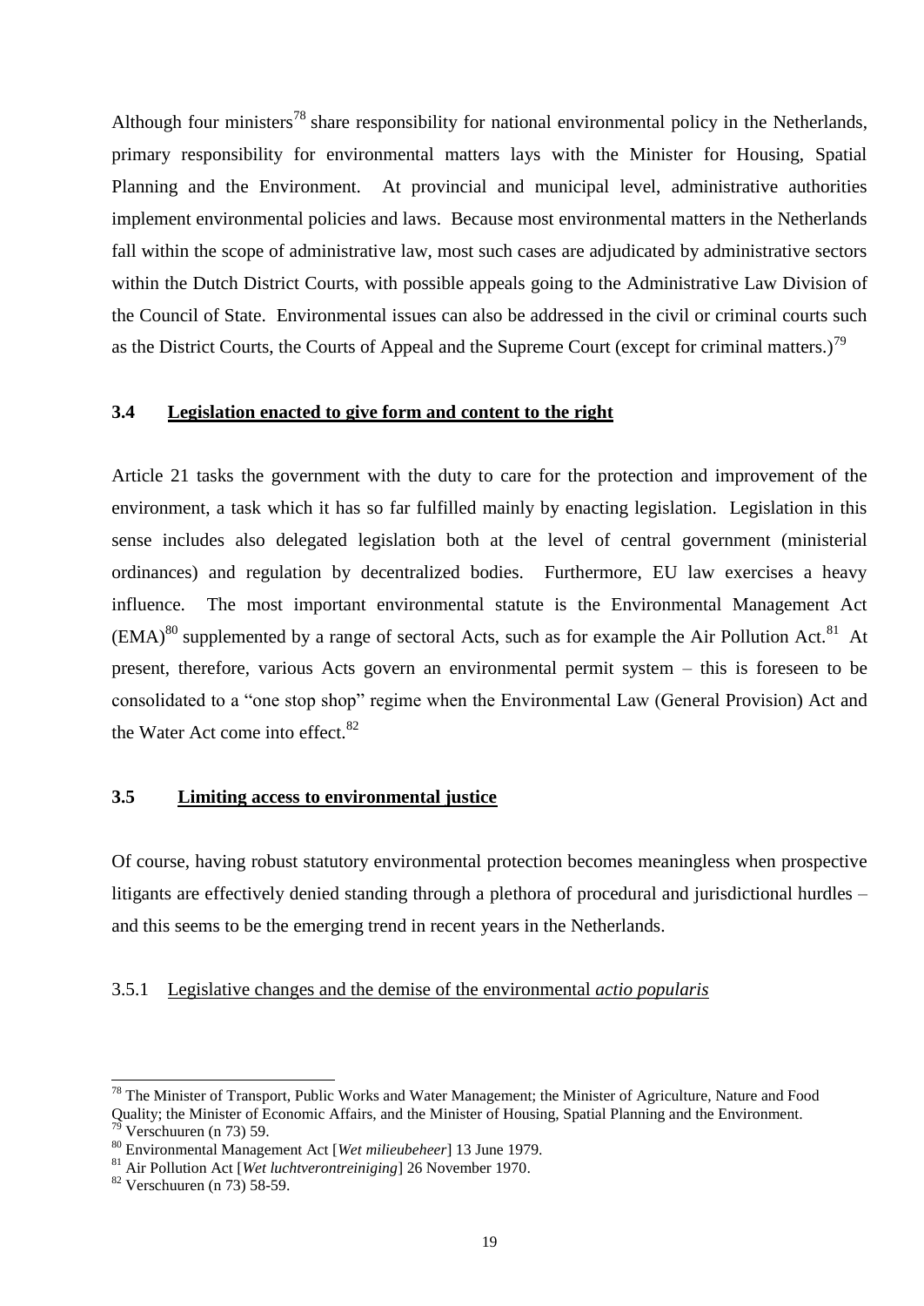Although four ministers[78] share responsibility for national environmental policy in the Netherlands, primary responsibility for environmental matters lays with the Minister for Housing, Spatial Planning and the Environment. At provincial and municipal level, administrative authorities implement environmental policies and laws. Because most environmental matters in the Netherlands fall within the scope of administrative law, most such cases are adjudicated by administrative sectors within the Dutch District Courts, with possible appeals going to the Administrative Law Division of the Council of State. Environmental issues can also be addressed in the civil or criminal courts such as the District Courts, the Courts of Appeal and the Supreme Court (except for criminal matters.)[79]

### 3.4 Legislation enacted to give form and content to the right

Article 21 tasks the government with the duty to care for the protection and improvement of the environment, a task which it has so far fulfilled mainly by enacting legislation. Legislation in this sense includes also delegated legislation both at the level of central government (ministerial ordinances) and regulation by decentralized bodies. Furthermore, EU law exercises a heavy influence. The most important environmental statute is the Environmental Management Act (EMA)[80] supplemented by a range of sectoral Acts, such as for example the Air Pollution Act.[81] At present, therefore, various Acts govern an environmental permit system – this is foreseen to be consolidated to a "one stop shop" regime when the Environmental Law (General Provision) Act and the Water Act come into effect.[82]

### 3.5 Limiting access to environmental justice

Of course, having robust statutory environmental protection becomes meaningless when prospective litigants are effectively denied standing through a plethora of procedural and jurisdictional hurdles – and this seems to be the emerging trend in recent years in the Netherlands.

#### 3.5.1 Legislative changes and the demise of the environmental *actio popularis*

---

[78] The Minister of Transport, Public Works and Water Management; the Minister of Agriculture, Nature and Food Quality; the Minister of Economic Affairs, and the Minister of Housing, Spatial Planning and the Environment.

[79] Verschuuren (n 73) 59.

[80] Environmental Management Act [*Wet milieubeheer*] 13 June 1979.

[81] Air Pollution Act [*Wet luchtverontreiniging*] 26 November 1970.

[82] Verschuuren (n 73) 58-59.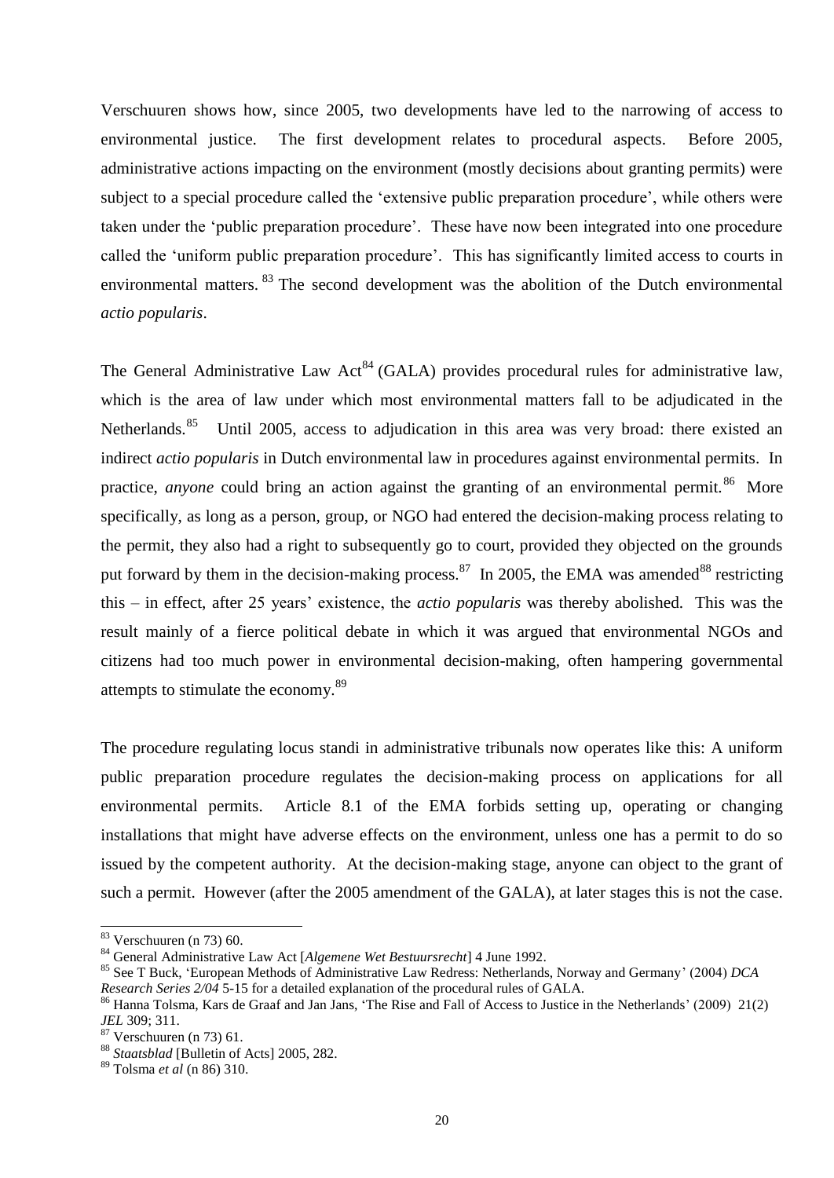Verschuuren shows how, since 2005, two developments have led to the narrowing of access to environmental justice. The first development relates to procedural aspects. Before 2005, administrative actions impacting on the environment (mostly decisions about granting permits) were subject to a special procedure called the 'extensive public preparation procedure', while others were taken under the 'public preparation procedure'. These have now been integrated into one procedure called the 'uniform public preparation procedure'. This has significantly limited access to courts in environmental matters.[83] The second development was the abolition of the Dutch environmental *actio popularis*.

The General Administrative Law Act[84] (GALA) provides procedural rules for administrative law, which is the area of law under which most environmental matters fall to be adjudicated in the Netherlands.[85] Until 2005, access to adjudication in this area was very broad: there existed an indirect *actio popularis* in Dutch environmental law in procedures against environmental permits. In practice, *anyone* could bring an action against the granting of an environmental permit.[86] More specifically, as long as a person, group, or NGO had entered the decision-making process relating to the permit, they also had a right to subsequently go to court, provided they objected on the grounds put forward by them in the decision-making process.[87] In 2005, the EMA was amended[88] restricting this – in effect, after 25 years' existence, the *actio popularis* was thereby abolished. This was the result mainly of a fierce political debate in which it was argued that environmental NGOs and citizens had too much power in environmental decision-making, often hampering governmental attempts to stimulate the economy.[89]

The procedure regulating locus standi in administrative tribunals now operates like this: A uniform public preparation procedure regulates the decision-making process on applications for all environmental permits. Article 8.1 of the EMA forbids setting up, operating or changing installations that might have adverse effects on the environment, unless one has a permit to do so issued by the competent authority. At the decision-making stage, anyone can object to the grant of such a permit. However (after the 2005 amendment of the GALA), at later stages this is not the case.

---

[83] Verschuuren (n 73) 60.

[84] General Administrative Law Act [*Algemene Wet Bestuursrecht*] 4 June 1992.

[85] See T Buck, 'European Methods of Administrative Law Redress: Netherlands, Norway and Germany' (2004) *DCA Research Series 2/04* 5-15 for a detailed explanation of the procedural rules of GALA.

[86] Hanna Tolsma, Kars de Graaf and Jan Jans, 'The Rise and Fall of Access to Justice in the Netherlands' (2009) 21(2) *JEL* 309; 311.

[87] Verschuuren (n 73) 61.

[88] *Staatsblad* [Bulletin of Acts] 2005, 282.

[89] Tolsma *et al* (n 86) 310.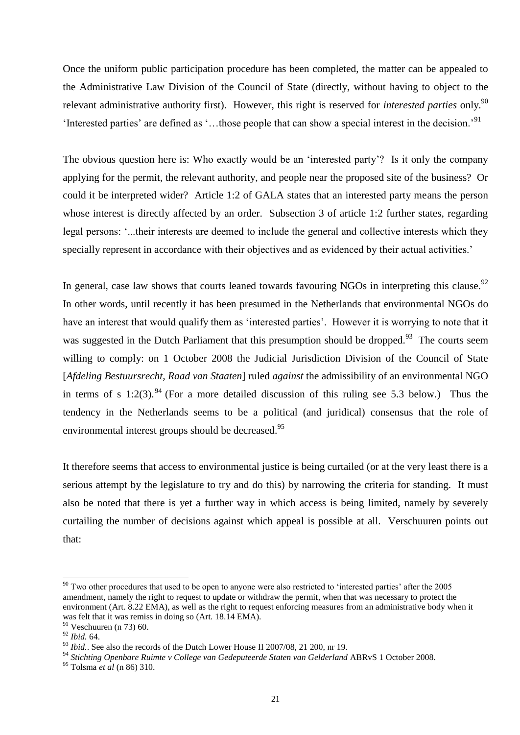Once the uniform public participation procedure has been completed, the matter can be appealed to the Administrative Law Division of the Council of State (directly, without having to object to the relevant administrative authority first). However, this right is reserved for *interested parties* only.[90] 'Interested parties' are defined as '…those people that can show a special interest in the decision.'[91]

The obvious question here is: Who exactly would be an 'interested party'? Is it only the company applying for the permit, the relevant authority, and people near the proposed site of the business? Or could it be interpreted wider? Article 1:2 of GALA states that an interested party means the person whose interest is directly affected by an order. Subsection 3 of article 1:2 further states, regarding legal persons: '...their interests are deemed to include the general and collective interests which they specially represent in accordance with their objectives and as evidenced by their actual activities.'

In general, case law shows that courts leaned towards favouring NGOs in interpreting this clause.[92] In other words, until recently it has been presumed in the Netherlands that environmental NGOs do have an interest that would qualify them as 'interested parties'. However it is worrying to note that it was suggested in the Dutch Parliament that this presumption should be dropped.[93] The courts seem willing to comply: on 1 October 2008 the Judicial Jurisdiction Division of the Council of State [*Afdeling Bestuursrecht, Raad van Staaten*] ruled *against* the admissibility of an environmental NGO in terms of s 1:2(3).[94] (For a more detailed discussion of this ruling see 5.3 below.) Thus the tendency in the Netherlands seems to be a political (and juridical) consensus that the role of environmental interest groups should be decreased.[95]

It therefore seems that access to environmental justice is being curtailed (or at the very least there is a serious attempt by the legislature to try and do this) by narrowing the criteria for standing. It must also be noted that there is yet a further way in which access is being limited, namely by severely curtailing the number of decisions against which appeal is possible at all. Verschuuren points out that:

---

[90] Two other procedures that used to be open to anyone were also restricted to 'interested parties' after the 2005 amendment, namely the right to request to update or withdraw the permit, when that was necessary to protect the environment (Art. 8.22 EMA), as well as the right to request enforcing measures from an administrative body when it was felt that it was remiss in doing so (Art. 18.14 EMA).

[91] Veschuuren (n 73) 60.

[92] *Ibid.* 64.

[93] *Ibid.*. See also the records of the Dutch Lower House II 2007/08, 21 200, nr 19.

[94] *Stichting Openbare Ruimte v College van Gedeputeerde Staten van Gelderland* ABRvS 1 October 2008.

[95] Tolsma *et al* (n 86) 310.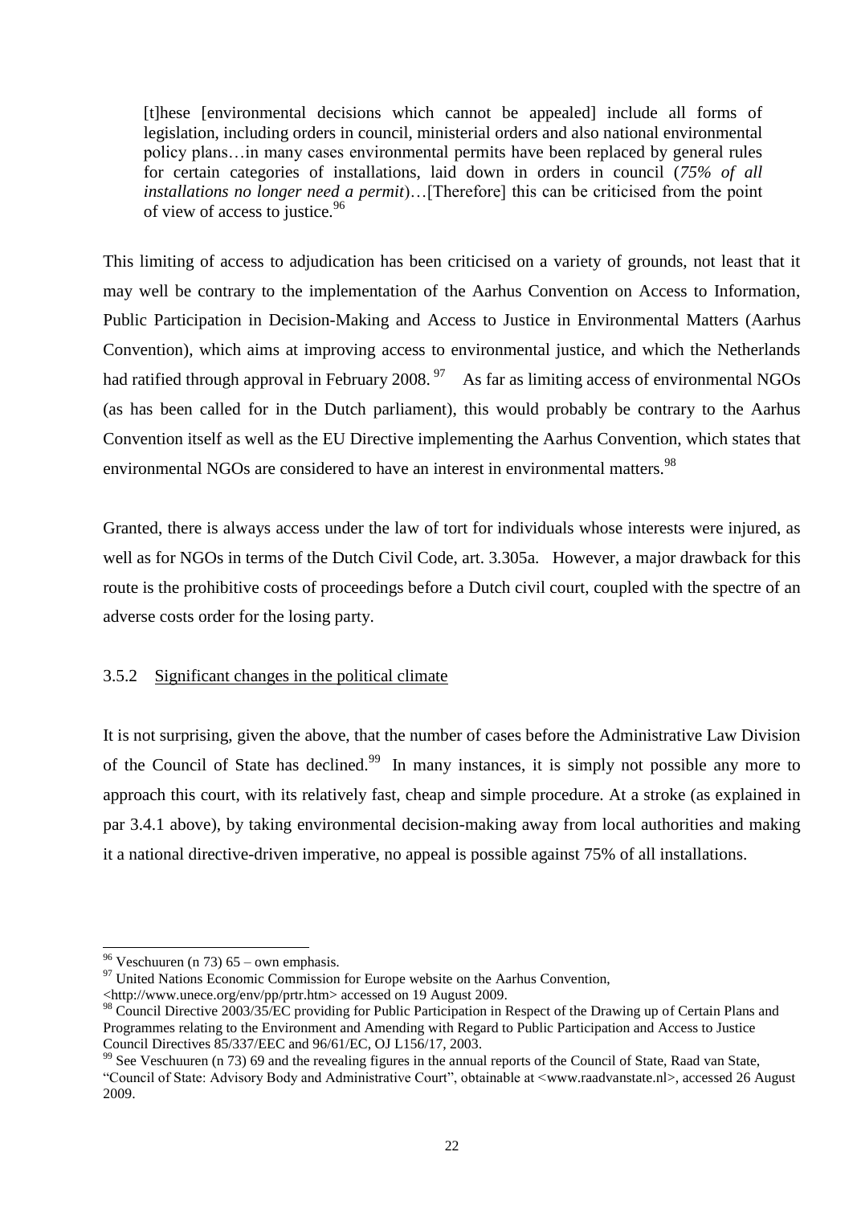> [t]hese [environmental decisions which cannot be appealed] include all forms of legislation, including orders in council, ministerial orders and also national environmental policy plans…in many cases environmental permits have been replaced by general rules for certain categories of installations, laid down in orders in council (*75% of all installations no longer need a permit*)…[Therefore] this can be criticised from the point of view of access to justice.[96]

This limiting of access to adjudication has been criticised on a variety of grounds, not least that it may well be contrary to the implementation of the Aarhus Convention on Access to Information, Public Participation in Decision-Making and Access to Justice in Environmental Matters (Aarhus Convention), which aims at improving access to environmental justice, and which the Netherlands had ratified through approval in February 2008.[97] As far as limiting access of environmental NGOs (as has been called for in the Dutch parliament), this would probably be contrary to the Aarhus Convention itself as well as the EU Directive implementing the Aarhus Convention, which states that environmental NGOs are considered to have an interest in environmental matters.[98]

Granted, there is always access under the law of tort for individuals whose interests were injured, as well as for NGOs in terms of the Dutch Civil Code, art. 3.305a. However, a major drawback for this route is the prohibitive costs of proceedings before a Dutch civil court, coupled with the spectre of an adverse costs order for the losing party.

### 3.5.2 Significant changes in the political climate

It is not surprising, given the above, that the number of cases before the Administrative Law Division of the Council of State has declined.[99] In many instances, it is simply not possible any more to approach this court, with its relatively fast, cheap and simple procedure. At a stroke (as explained in par 3.4.1 above), by taking environmental decision-making away from local authorities and making it a national directive-driven imperative, no appeal is possible against 75% of all installations.

---

[96] Veschuuren (n 73) 65 – own emphasis.

[97] United Nations Economic Commission for Europe website on the Aarhus Convention, <http://www.unece.org/env/pp/prtr.htm> accessed on 19 August 2009.

[98] Council Directive 2003/35/EC providing for Public Participation in Respect of the Drawing up of Certain Plans and Programmes relating to the Environment and Amending with Regard to Public Participation and Access to Justice Council Directives 85/337/EEC and 96/61/EC, OJ L156/17, 2003.

[99] See Veschuuren (n 73) 69 and the revealing figures in the annual reports of the Council of State, Raad van State, "Council of State: Advisory Body and Administrative Court", obtainable at <www.raadvanstate.nl>, accessed 26 August 2009.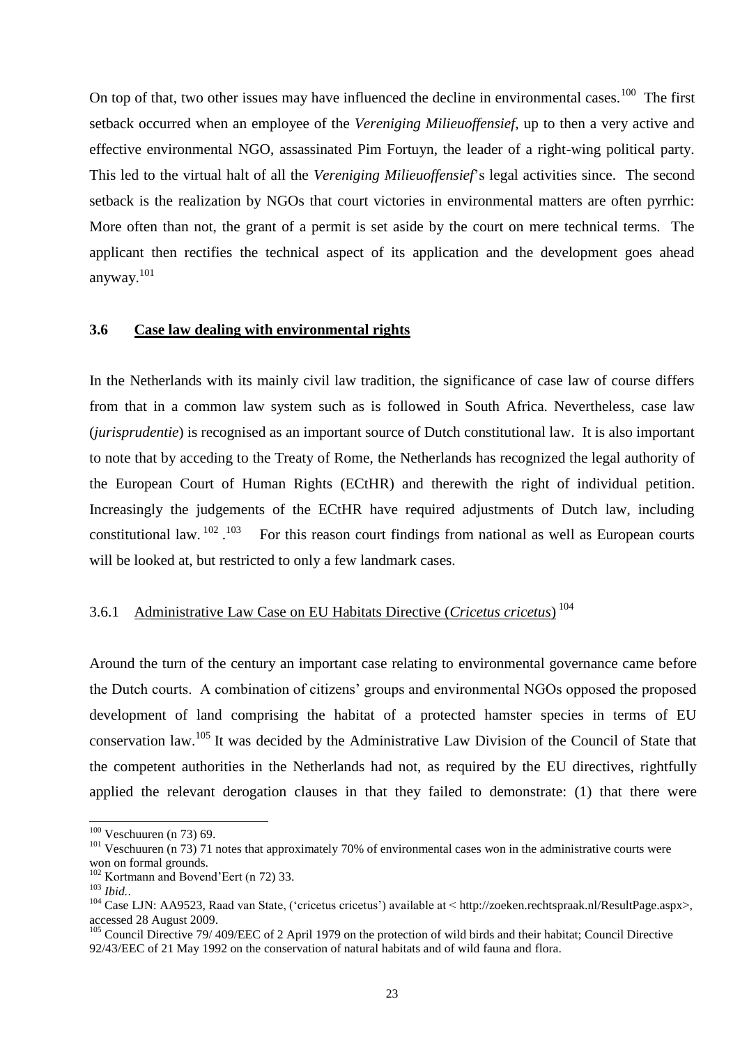On top of that, two other issues may have influenced the decline in environmental cases.[100] The first setback occurred when an employee of the *Vereniging Milieuoffensief*, up to then a very active and effective environmental NGO, assassinated Pim Fortuyn, the leader of a right-wing political party. This led to the virtual halt of all the *Vereniging Milieuoffensief*'s legal activities since. The second setback is the realization by NGOs that court victories in environmental matters are often pyrrhic: More often than not, the grant of a permit is set aside by the court on mere technical terms. The applicant then rectifies the technical aspect of its application and the development goes ahead anyway.[101]

### 3.6 Case law dealing with environmental rights

In the Netherlands with its mainly civil law tradition, the significance of case law of course differs from that in a common law system such as is followed in South Africa. Nevertheless, case law (*jurisprudentie*) is recognised as an important source of Dutch constitutional law. It is also important to note that by acceding to the Treaty of Rome, the Netherlands has recognized the legal authority of the European Court of Human Rights (ECtHR) and therewith the right of individual petition. Increasingly the judgements of the ECtHR have required adjustments of Dutch law, including constitutional law.[102] .[103] For this reason court findings from national as well as European courts will be looked at, but restricted to only a few landmark cases.

#### 3.6.1 Administrative Law Case on EU Habitats Directive (*Cricetus cricetus*)[104]

Around the turn of the century an important case relating to environmental governance came before the Dutch courts. A combination of citizens' groups and environmental NGOs opposed the proposed development of land comprising the habitat of a protected hamster species in terms of EU conservation law.[105] It was decided by the Administrative Law Division of the Council of State that the competent authorities in the Netherlands had not, as required by the EU directives, rightfully applied the relevant derogation clauses in that they failed to demonstrate: (1) that there were

---

[100] Veschuuren (n 73) 69.

[101] Veschuuren (n 73) 71 notes that approximately 70% of environmental cases won in the administrative courts were won on formal grounds.

[102] Kortmann and Bovend'Eert (n 72) 33.

[103] *Ibid.*.

[104] Case LJN: AA9523, Raad van State, ('cricetus cricetus') available at < http://zoeken.rechtspraak.nl/ResultPage.aspx>, accessed 28 August 2009.

[105] Council Directive 79/ 409/EEC of 2 April 1979 on the protection of wild birds and their habitat; Council Directive 92/43/EEC of 21 May 1992 on the conservation of natural habitats and of wild fauna and flora.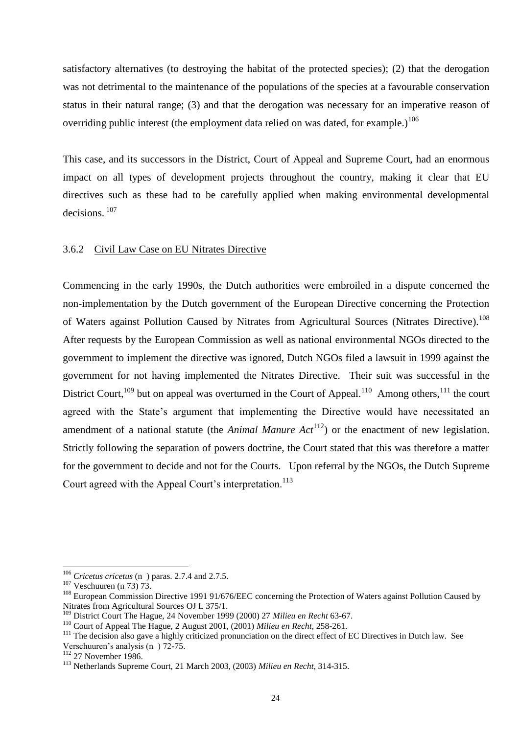satisfactory alternatives (to destroying the habitat of the protected species); (2) that the derogation was not detrimental to the maintenance of the populations of the species at a favourable conservation status in their natural range; (3) and that the derogation was necessary for an imperative reason of overriding public interest (the employment data relied on was dated, for example.)[106]

This case, and its successors in the District, Court of Appeal and Supreme Court, had an enormous impact on all types of development projects throughout the country, making it clear that EU directives such as these had to be carefully applied when making environmental developmental decisions.[107]

### 3.6.2 Civil Law Case on EU Nitrates Directive

Commencing in the early 1990s, the Dutch authorities were embroiled in a dispute concerned the non-implementation by the Dutch government of the European Directive concerning the Protection of Waters against Pollution Caused by Nitrates from Agricultural Sources (Nitrates Directive).[108] After requests by the European Commission as well as national environmental NGOs directed to the government to implement the directive was ignored, Dutch NGOs filed a lawsuit in 1999 against the government for not having implemented the Nitrates Directive. Their suit was successful in the District Court,[109] but on appeal was overturned in the Court of Appeal.[110] Among others,[111] the court agreed with the State's argument that implementing the Directive would have necessitated an amendment of a national statute (the *Animal Manure Act*[112]) or the enactment of new legislation. Strictly following the separation of powers doctrine, the Court stated that this was therefore a matter for the government to decide and not for the Courts. Upon referral by the NGOs, the Dutch Supreme Court agreed with the Appeal Court's interpretation.[113]

---

[106] *Cricetus cricetus* (n ) paras. 2.7.4 and 2.7.5.

[107] Veschuuren (n 73) 73.

[108] European Commission Directive 1991 91/676/EEC concerning the Protection of Waters against Pollution Caused by Nitrates from Agricultural Sources OJ L 375/1.

[109] District Court The Hague, 24 November 1999 (2000) 27 *Milieu en Recht* 63-67.

[110] Court of Appeal The Hague, 2 August 2001, (2001) *Milieu en Recht*, 258-261.

[111] The decision also gave a highly criticized pronunciation on the direct effect of EC Directives in Dutch law. See Verschuuren's analysis (n ) 72-75.

[112] 27 November 1986.

[113] Netherlands Supreme Court, 21 March 2003, (2003) *Milieu en Recht*, 314-315.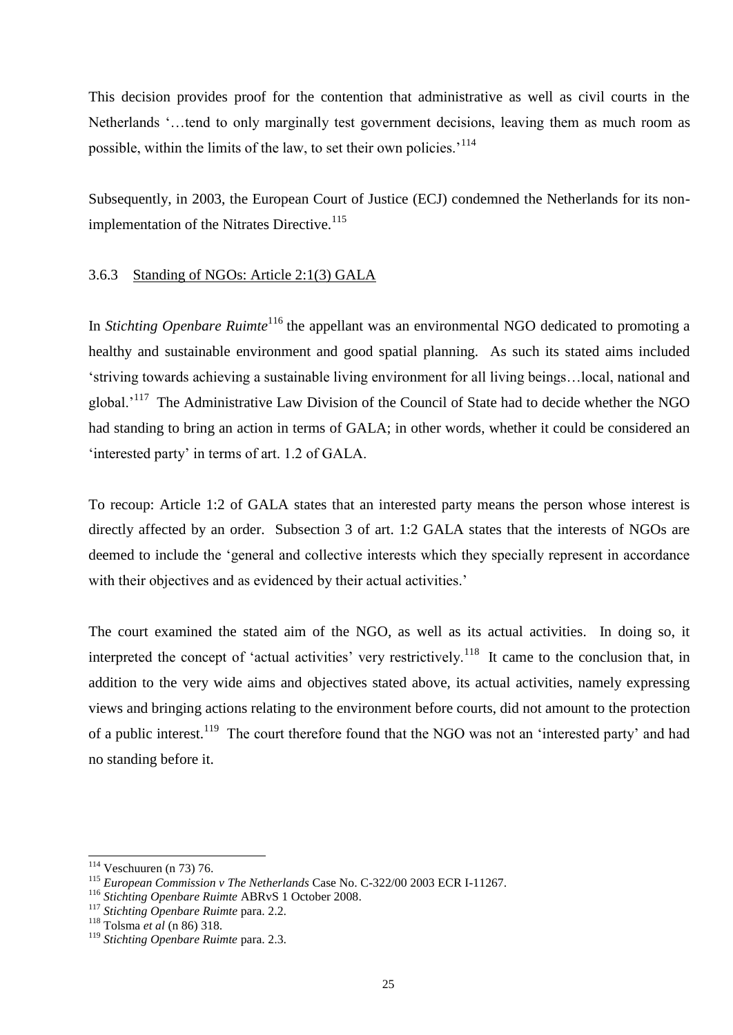This decision provides proof for the contention that administrative as well as civil courts in the Netherlands '…tend to only marginally test government decisions, leaving them as much room as possible, within the limits of the law, to set their own policies.'[114]

Subsequently, in 2003, the European Court of Justice (ECJ) condemned the Netherlands for its non-implementation of the Nitrates Directive.[115]

### 3.6.3 Standing of NGOs: Article 2:1(3) GALA

In *Stichting Openbare Ruimte*[116] the appellant was an environmental NGO dedicated to promoting a healthy and sustainable environment and good spatial planning. As such its stated aims included 'striving towards achieving a sustainable living environment for all living beings…local, national and global.'[117] The Administrative Law Division of the Council of State had to decide whether the NGO had standing to bring an action in terms of GALA; in other words, whether it could be considered an 'interested party' in terms of art. 1.2 of GALA.

To recoup: Article 1:2 of GALA states that an interested party means the person whose interest is directly affected by an order. Subsection 3 of art. 1:2 GALA states that the interests of NGOs are deemed to include the 'general and collective interests which they specially represent in accordance with their objectives and as evidenced by their actual activities.'

The court examined the stated aim of the NGO, as well as its actual activities. In doing so, it interpreted the concept of 'actual activities' very restrictively.[118] It came to the conclusion that, in addition to the very wide aims and objectives stated above, its actual activities, namely expressing views and bringing actions relating to the environment before courts, did not amount to the protection of a public interest.[119] The court therefore found that the NGO was not an 'interested party' and had no standing before it.

---

[114] Veschuuren (n 73) 76.

[115] *European Commission v The Netherlands* Case No. C-322/00 2003 ECR I-11267.

[116] *Stichting Openbare Ruimte* ABRvS 1 October 2008.

[117] *Stichting Openbare Ruimte* para. 2.2.

[118] Tolsma *et al* (n 86) 318.

[119] *Stichting Openbare Ruimte* para. 2.3.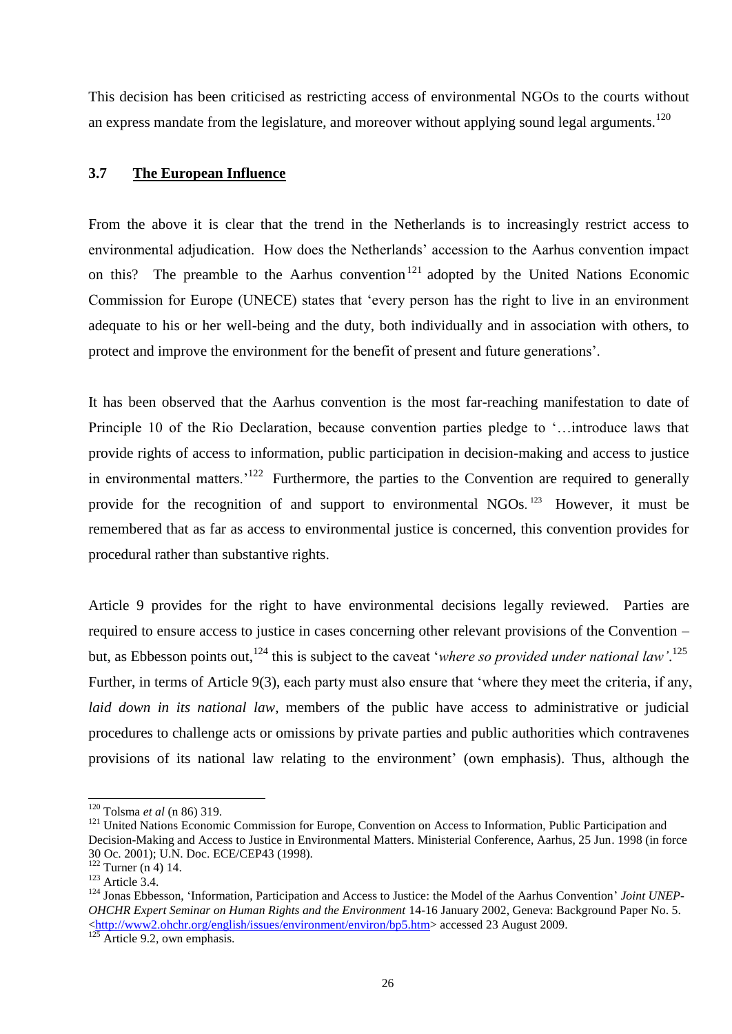This decision has been criticised as restricting access of environmental NGOs to the courts without an express mandate from the legislature, and moreover without applying sound legal arguments.[120]

### 3.7 **The European Influence**

From the above it is clear that the trend in the Netherlands is to increasingly restrict access to environmental adjudication. How does the Netherlands' accession to the Aarhus convention impact on this? The preamble to the Aarhus convention[121] adopted by the United Nations Economic Commission for Europe (UNECE) states that 'every person has the right to live in an environment adequate to his or her well-being and the duty, both individually and in association with others, to protect and improve the environment for the benefit of present and future generations'.

It has been observed that the Aarhus convention is the most far-reaching manifestation to date of Principle 10 of the Rio Declaration, because convention parties pledge to '…introduce laws that provide rights of access to information, public participation in decision-making and access to justice in environmental matters.'[122] Furthermore, the parties to the Convention are required to generally provide for the recognition of and support to environmental NGOs.[123] However, it must be remembered that as far as access to environmental justice is concerned, this convention provides for procedural rather than substantive rights.

Article 9 provides for the right to have environmental decisions legally reviewed. Parties are required to ensure access to justice in cases concerning other relevant provisions of the Convention – but, as Ebbesson points out,[124] this is subject to the caveat '*where so provided under national law'*.[125] Further, in terms of Article 9(3), each party must also ensure that 'where they meet the criteria, if any, *laid down in its national law*, members of the public have access to administrative or judicial procedures to challenge acts or omissions by private parties and public authorities which contravenes provisions of its national law relating to the environment' (own emphasis). Thus, although the

---

[120] Tolsma *et al* (n 86) 319.

[121] United Nations Economic Commission for Europe, Convention on Access to Information, Public Participation and Decision-Making and Access to Justice in Environmental Matters. Ministerial Conference, Aarhus, 25 Jun. 1998 (in force 30 Oc. 2001); U.N. Doc. ECE/CEP43 (1998).

[122] Turner (n 4) 14.

[123] Article 3.4.

[124] Jonas Ebbesson, 'Information, Participation and Access to Justice: the Model of the Aarhus Convention' *Joint UNEP-OHCHR Expert Seminar on Human Rights and the Environment* 14-16 January 2002, Geneva: Background Paper No. 5. <http://www2.ohchr.org/english/issues/environment/environ/bp5.htm> accessed 23 August 2009.

[125] Article 9.2, own emphasis.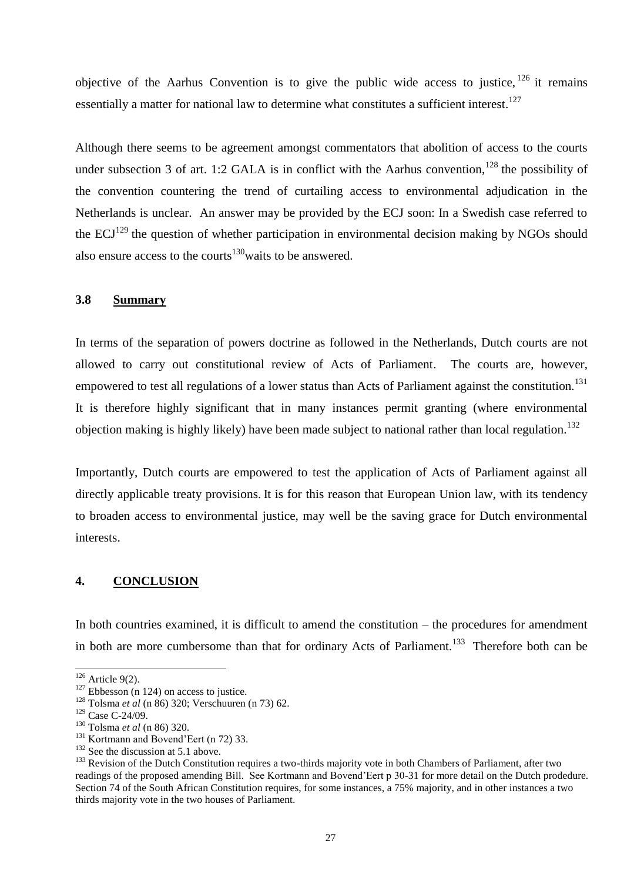objective of the Aarhus Convention is to give the public wide access to justice,[126] it remains essentially a matter for national law to determine what constitutes a sufficient interest.[127]

Although there seems to be agreement amongst commentators that abolition of access to the courts under subsection 3 of art. 1:2 GALA is in conflict with the Aarhus convention,[128] the possibility of the convention countering the trend of curtailing access to environmental adjudication in the Netherlands is unclear. An answer may be provided by the ECJ soon: In a Swedish case referred to the ECJ[129] the question of whether participation in environmental decision making by NGOs should also ensure access to the courts[130]waits to be answered.

### 3.8 Summary

In terms of the separation of powers doctrine as followed in the Netherlands, Dutch courts are not allowed to carry out constitutional review of Acts of Parliament. The courts are, however, empowered to test all regulations of a lower status than Acts of Parliament against the constitution.[131] It is therefore highly significant that in many instances permit granting (where environmental objection making is highly likely) have been made subject to national rather than local regulation.[132]

Importantly, Dutch courts are empowered to test the application of Acts of Parliament against all directly applicable treaty provisions. It is for this reason that European Union law, with its tendency to broaden access to environmental justice, may well be the saving grace for Dutch environmental interests.

## 4. CONCLUSION

In both countries examined, it is difficult to amend the constitution – the procedures for amendment in both are more cumbersome than that for ordinary Acts of Parliament.[133] Therefore both can be

---

[126] Article 9(2).

[127] Ebbesson (n 124) on access to justice.

[128] Tolsma *et al* (n 86) 320; Verschuuren (n 73) 62.

[129] Case C-24/09.

[130] Tolsma *et al* (n 86) 320.

[131] Kortmann and Bovend'Eert (n 72) 33.

[132] See the discussion at 5.1 above.

[133] Revision of the Dutch Constitution requires a two-thirds majority vote in both Chambers of Parliament, after two readings of the proposed amending Bill. See Kortmann and Bovend'Eert p 30-31 for more detail on the Dutch prodedure. Section 74 of the South African Constitution requires, for some instances, a 75% majority, and in other instances a two thirds majority vote in the two houses of Parliament.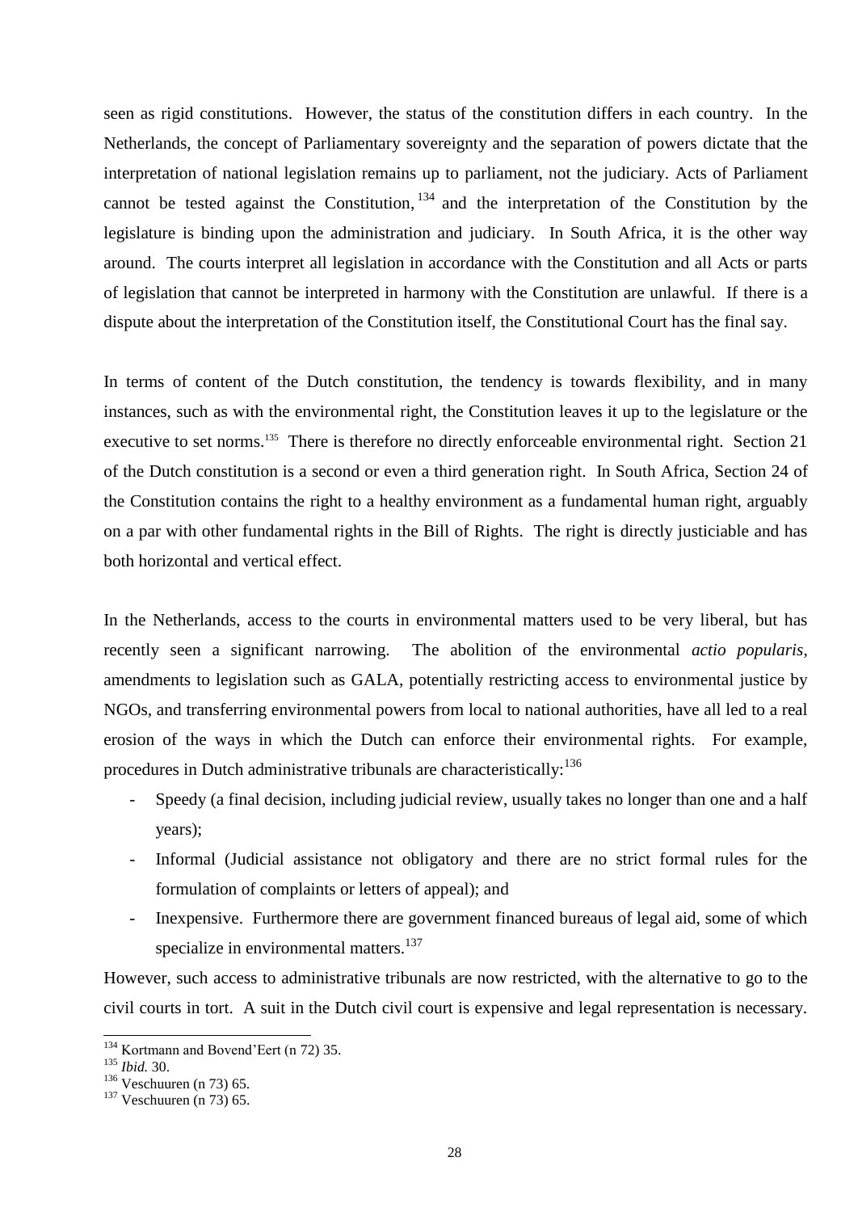seen as rigid constitutions. However, the status of the constitution differs in each country. In the Netherlands, the concept of Parliamentary sovereignty and the separation of powers dictate that the interpretation of national legislation remains up to parliament, not the judiciary. Acts of Parliament cannot be tested against the Constitution,[134] and the interpretation of the Constitution by the legislature is binding upon the administration and judiciary. In South Africa, it is the other way around. The courts interpret all legislation in accordance with the Constitution and all Acts or parts of legislation that cannot be interpreted in harmony with the Constitution are unlawful. If there is a dispute about the interpretation of the Constitution itself, the Constitutional Court has the final say.

In terms of content of the Dutch constitution, the tendency is towards flexibility, and in many instances, such as with the environmental right, the Constitution leaves it up to the legislature or the executive to set norms.[135] There is therefore no directly enforceable environmental right. Section 21 of the Dutch constitution is a second or even a third generation right. In South Africa, Section 24 of the Constitution contains the right to a healthy environment as a fundamental human right, arguably on a par with other fundamental rights in the Bill of Rights. The right is directly justiciable and has both horizontal and vertical effect.

In the Netherlands, access to the courts in environmental matters used to be very liberal, but has recently seen a significant narrowing. The abolition of the environmental *actio popularis*, amendments to legislation such as GALA, potentially restricting access to environmental justice by NGOs, and transferring environmental powers from local to national authorities, have all led to a real erosion of the ways in which the Dutch can enforce their environmental rights. For example, procedures in Dutch administrative tribunals are characteristically:[136]

- Speedy (a final decision, including judicial review, usually takes no longer than one and a half years);
- Informal (Judicial assistance not obligatory and there are no strict formal rules for the formulation of complaints or letters of appeal); and
- Inexpensive. Furthermore there are government financed bureaus of legal aid, some of which specialize in environmental matters.[137]

However, such access to administrative tribunals are now restricted, with the alternative to go to the civil courts in tort. A suit in the Dutch civil court is expensive and legal representation is necessary.

---

[134] Kortmann and Bovend'Eert (n 72) 35.
[135] *Ibid.* 30.
[136] Veschuuren (n 73) 65.
[137] Veschuuren (n 73) 65.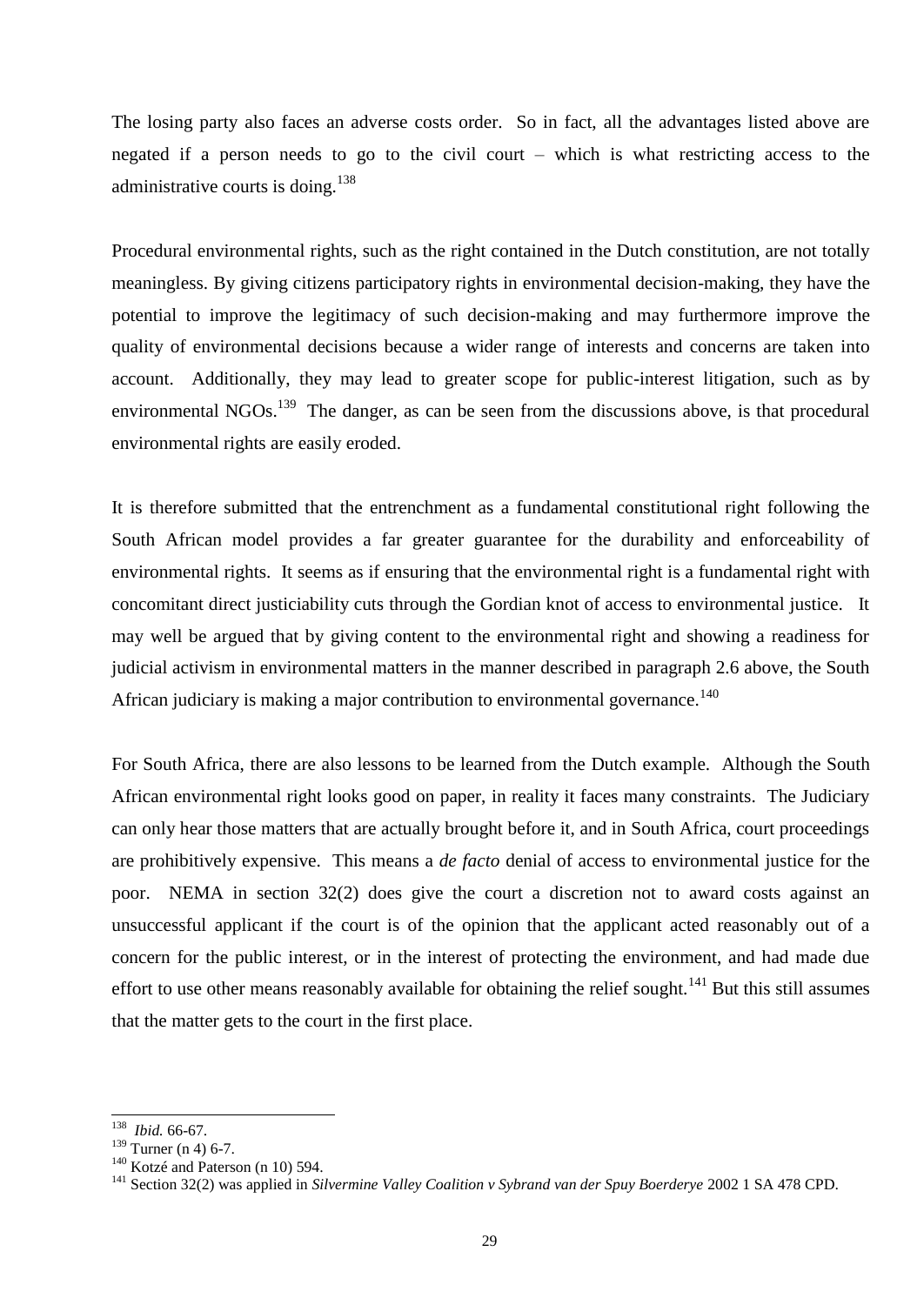The losing party also faces an adverse costs order. So in fact, all the advantages listed above are negated if a person needs to go to the civil court – which is what restricting access to the administrative courts is doing.[138]

Procedural environmental rights, such as the right contained in the Dutch constitution, are not totally meaningless. By giving citizens participatory rights in environmental decision-making, they have the potential to improve the legitimacy of such decision-making and may furthermore improve the quality of environmental decisions because a wider range of interests and concerns are taken into account. Additionally, they may lead to greater scope for public-interest litigation, such as by environmental NGOs.[139] The danger, as can be seen from the discussions above, is that procedural environmental rights are easily eroded.

It is therefore submitted that the entrenchment as a fundamental constitutional right following the South African model provides a far greater guarantee for the durability and enforceability of environmental rights. It seems as if ensuring that the environmental right is a fundamental right with concomitant direct justiciability cuts through the Gordian knot of access to environmental justice. It may well be argued that by giving content to the environmental right and showing a readiness for judicial activism in environmental matters in the manner described in paragraph 2.6 above, the South African judiciary is making a major contribution to environmental governance.[140]

For South Africa, there are also lessons to be learned from the Dutch example. Although the South African environmental right looks good on paper, in reality it faces many constraints. The Judiciary can only hear those matters that are actually brought before it, and in South Africa, court proceedings are prohibitively expensive. This means a *de facto* denial of access to environmental justice for the poor. NEMA in section 32(2) does give the court a discretion not to award costs against an unsuccessful applicant if the court is of the opinion that the applicant acted reasonably out of a concern for the public interest, or in the interest of protecting the environment, and had made due effort to use other means reasonably available for obtaining the relief sought.[141] But this still assumes that the matter gets to the court in the first place.

---

[138] *Ibid.* 66-67.

[139] Turner (n 4) 6-7.

[140] Kotzé and Paterson (n 10) 594.

[141] Section 32(2) was applied in *Silvermine Valley Coalition v Sybrand van der Spuy Boerderye* 2002 1 SA 478 CPD.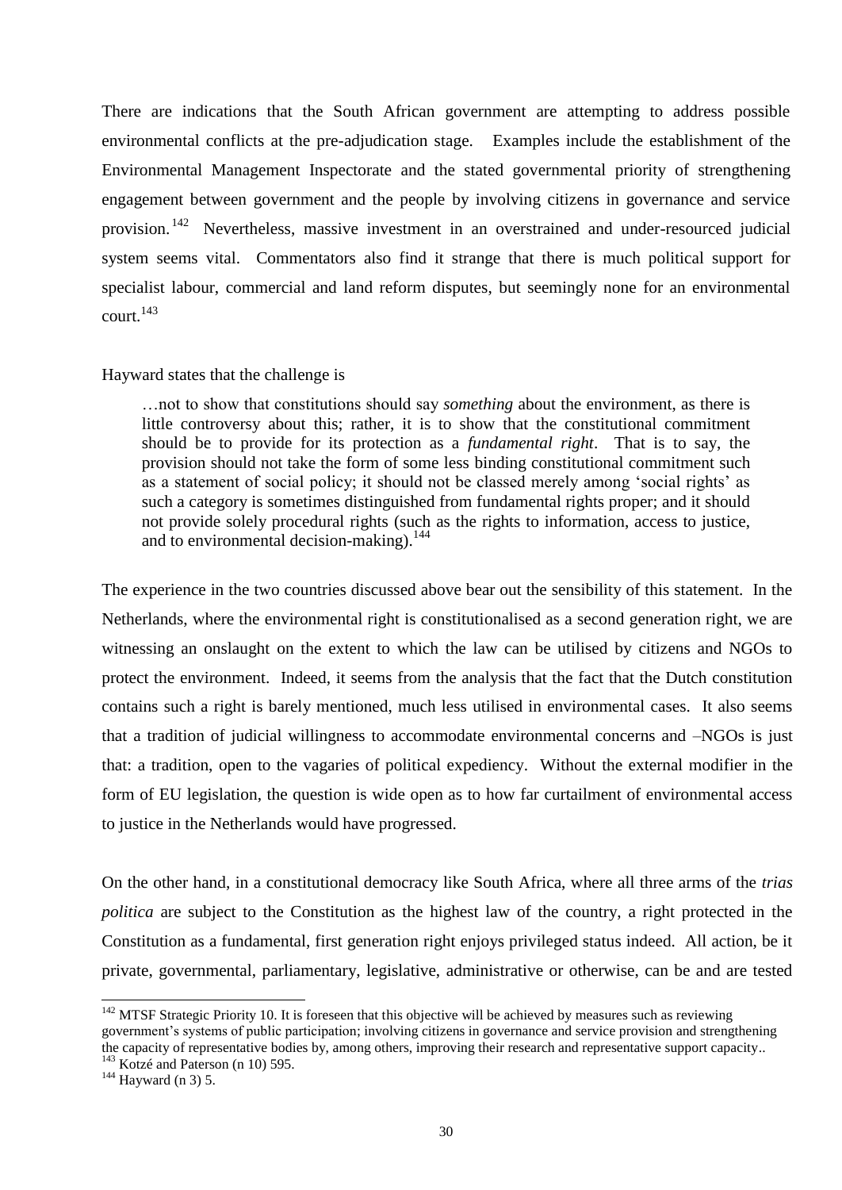There are indications that the South African government are attempting to address possible environmental conflicts at the pre-adjudication stage. Examples include the establishment of the Environmental Management Inspectorate and the stated governmental priority of strengthening engagement between government and the people by involving citizens in governance and service provision.[142] Nevertheless, massive investment in an overstrained and under-resourced judicial system seems vital. Commentators also find it strange that there is much political support for specialist labour, commercial and land reform disputes, but seemingly none for an environmental court.[143]

Hayward states that the challenge is

> …not to show that constitutions should say *something* about the environment, as there is little controversy about this; rather, it is to show that the constitutional commitment should be to provide for its protection as a *fundamental right*. That is to say, the provision should not take the form of some less binding constitutional commitment such as a statement of social policy; it should not be classed merely among 'social rights' as such a category is sometimes distinguished from fundamental rights proper; and it should not provide solely procedural rights (such as the rights to information, access to justice, and to environmental decision-making).[144]

The experience in the two countries discussed above bear out the sensibility of this statement. In the Netherlands, where the environmental right is constitutionalised as a second generation right, we are witnessing an onslaught on the extent to which the law can be utilised by citizens and NGOs to protect the environment. Indeed, it seems from the analysis that the fact that the Dutch constitution contains such a right is barely mentioned, much less utilised in environmental cases. It also seems that a tradition of judicial willingness to accommodate environmental concerns and –NGOs is just that: a tradition, open to the vagaries of political expediency. Without the external modifier in the form of EU legislation, the question is wide open as to how far curtailment of environmental access to justice in the Netherlands would have progressed.

On the other hand, in a constitutional democracy like South Africa, where all three arms of the *trias politica* are subject to the Constitution as the highest law of the country, a right protected in the Constitution as a fundamental, first generation right enjoys privileged status indeed. All action, be it private, governmental, parliamentary, legislative, administrative or otherwise, can be and are tested

---

[142] MTSF Strategic Priority 10. It is foreseen that this objective will be achieved by measures such as reviewing government's systems of public participation; involving citizens in governance and service provision and strengthening the capacity of representative bodies by, among others, improving their research and representative support capacity..

[143] Kotzé and Paterson (n 10) 595.

[144] Hayward (n 3) 5.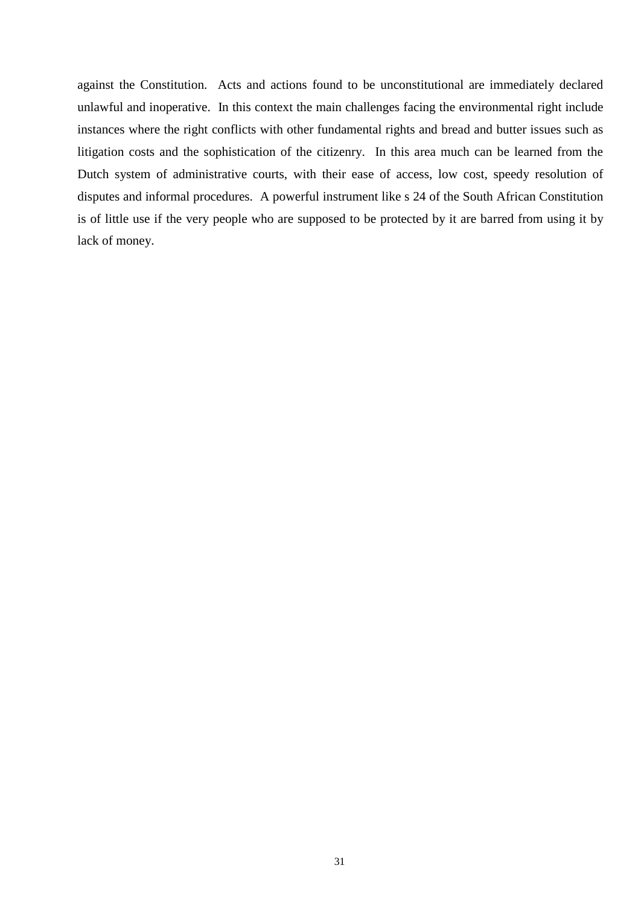against the Constitution. Acts and actions found to be unconstitutional are immediately declared unlawful and inoperative. In this context the main challenges facing the environmental right include instances where the right conflicts with other fundamental rights and bread and butter issues such as litigation costs and the sophistication of the citizenry. In this area much can be learned from the Dutch system of administrative courts, with their ease of access, low cost, speedy resolution of disputes and informal procedures. A powerful instrument like s 24 of the South African Constitution is of little use if the very people who are supposed to be protected by it are barred from using it by lack of money.